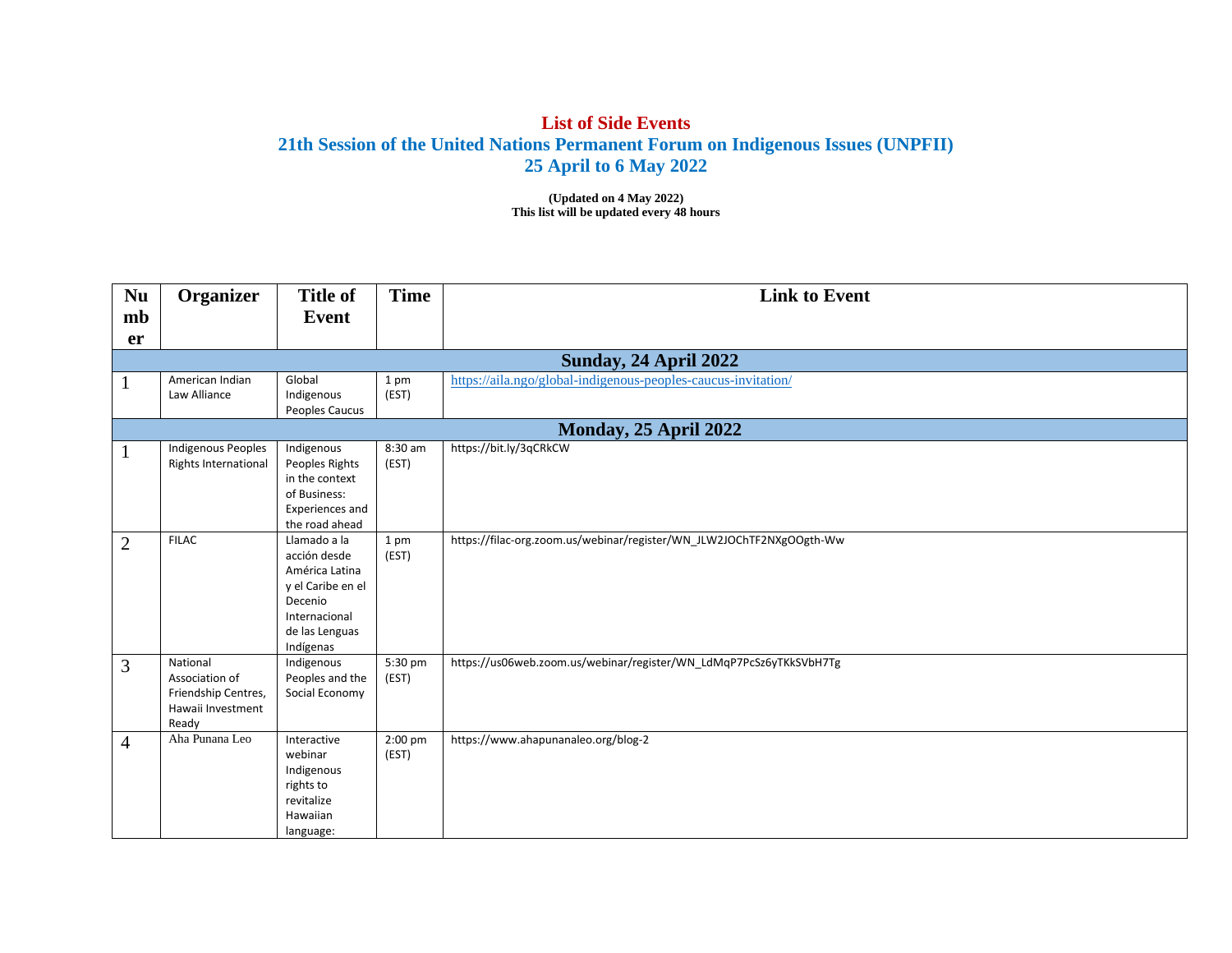# List of Side Events

## 21th Session of the United Nations Permanent Forum on Indigenous Issues (UNPFII)

## 25 April to 6 May 2022

**(Updated on 4 May 2022)**
**This list will be updated every 48 hours**

| Number | Organizer | Title of Event | Time | Link to Event |
|---|---|---|---|---|
| **Sunday, 24 April 2022** | | | | |
| 1 | American Indian Law Alliance | Global Indigenous Peoples Caucus | 1 pm (EST) | https://aila.ngo/global-indigenous-peoples-caucus-invitation/ |
| **Monday, 25 April 2022** | | | | |
| 1 | Indigenous Peoples Rights International | Indigenous Peoples Rights in the context of Business: Experiences and the road ahead | 8:30 am (EST) | https://bit.ly/3qCRkCW |
| 2 | FILAC | Llamado a la acción desde América Latina y el Caribe en el Decenio Internacional de las Lenguas Indígenas | 1 pm (EST) | https://filac-org.zoom.us/webinar/register/WN_JLW2JOChTF2NXgOOgth-Ww |
| 3 | National Association of Friendship Centres, Hawaii Investment Ready | Indigenous Peoples and the Social Economy | 5:30 pm (EST) | https://us06web.zoom.us/webinar/register/WN_LdMqP7PcSz6yTKkSVbH7Tg |
| 4 | Aha Punana Leo | Interactive webinar Indigenous rights to revitalize Hawaiian language: | 2:00 pm (EST) | https://www.ahapunanaleo.org/blog-2 |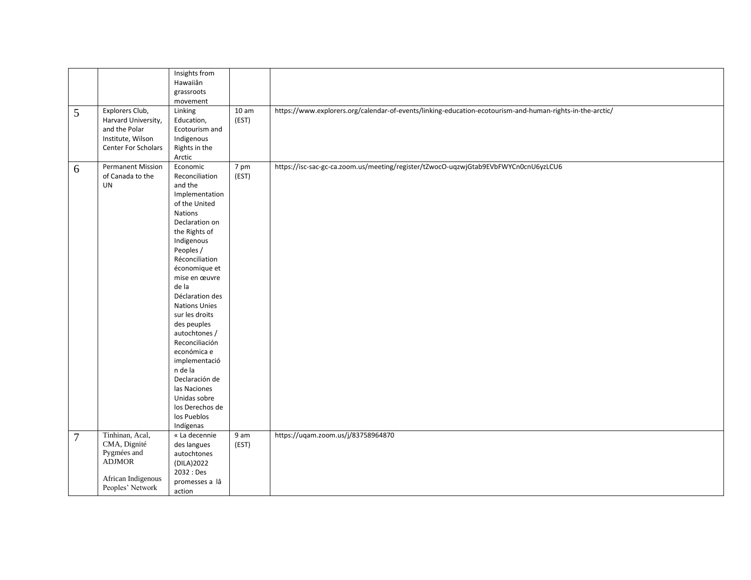| | | | | |
|---|---|---|---|---|
| | | Insights from Hawaiiân grassroots movement | | |
| 5 | Explorers Club, Harvard University, and the Polar Institute, Wilson Center For Scholars | Linking Education, Ecotourism and Indigenous Rights in the Arctic | 10 am (EST) | https://www.explorers.org/calendar-of-events/linking-education-ecotourism-and-human-rights-in-the-arctic/ |
| 6 | Permanent Mission of Canada to the UN | Economic Reconciliation and the Implementation of the United Nations Declaration on the Rights of Indigenous Peoples / Réconciliation économique et mise en œuvre de la Déclaration des Nations Unies sur les droits des peuples autochtones / Reconciliación económica e implementación de la Declaración de las Naciones Unidas sobre los Derechos de los Pueblos Indígenas | 7 pm (EST) | https://isc-sac-gc-ca.zoom.us/meeting/register/tZwocO-uqzwjGtab9EVbFWYCn0cnU6yzLCU6 |
| 7 | Tinhinan, Acal, CMA, Dignité Pygmées and ADJMOR<br><br>African Indigenous Peoples' Network | « La decennie des langues autochtones (DILA)2022 2032 : Des promesses a lâ action | 9 am (EST) | https://uqam.zoom.us/j/83758964870 |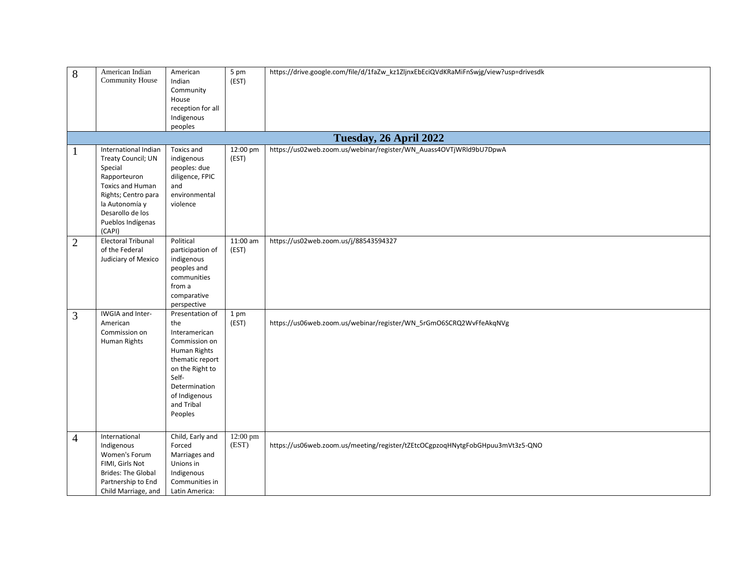| | | | | |
|---|---|---|---|---|
| 8 | American Indian Community House | American Indian Community House reception for all Indigenous peoples | 5 pm (EST) | https://drive.google.com/file/d/1faZw_kz1ZljnxEbEciQVdKRaMiFnSwjg/view?usp=drivesdk |
| **Tuesday, 26 April 2022** | | | | |
| 1 | International Indian Treaty Council; UN Special Rapporteuron Toxics and Human Rights; Centro para la Autonomía y Desarollo de los Pueblos Indígenas (CAPI) | Toxics and indigenous peoples: due diligence, FPIC and environmental violence | 12:00 pm (EST) | https://us02web.zoom.us/webinar/register/WN_Auass4OVTjWRld9bU7DpwA |
| 2 | Electoral Tribunal of the Federal Judiciary of Mexico | Political participation of indigenous peoples and communities from a comparative perspective | 11:00 am (EST) | https://us02web.zoom.us/j/88543594327 |
| 3 | IWGIA and Inter-American Commission on Human Rights | Presentation of the Interamerican Commission on Human Rights thematic report on the Right to Self-Determination of Indigenous and Tribal Peoples | 1 pm (EST) | https://us06web.zoom.us/webinar/register/WN_5rGmO6SCRQ2WvFfeAkqNVg |
| 4 | International Indigenous Women's Forum FIMI, Girls Not Brides: The Global Partnership to End Child Marriage, and | Child, Early and Forced Marriages and Unions in Indigenous Communities in Latin America: | 12:00 pm (EST) | https://us06web.zoom.us/meeting/register/tZEtcOCgpzoqHNytgFobGHpuu3mVt3z5-QNO |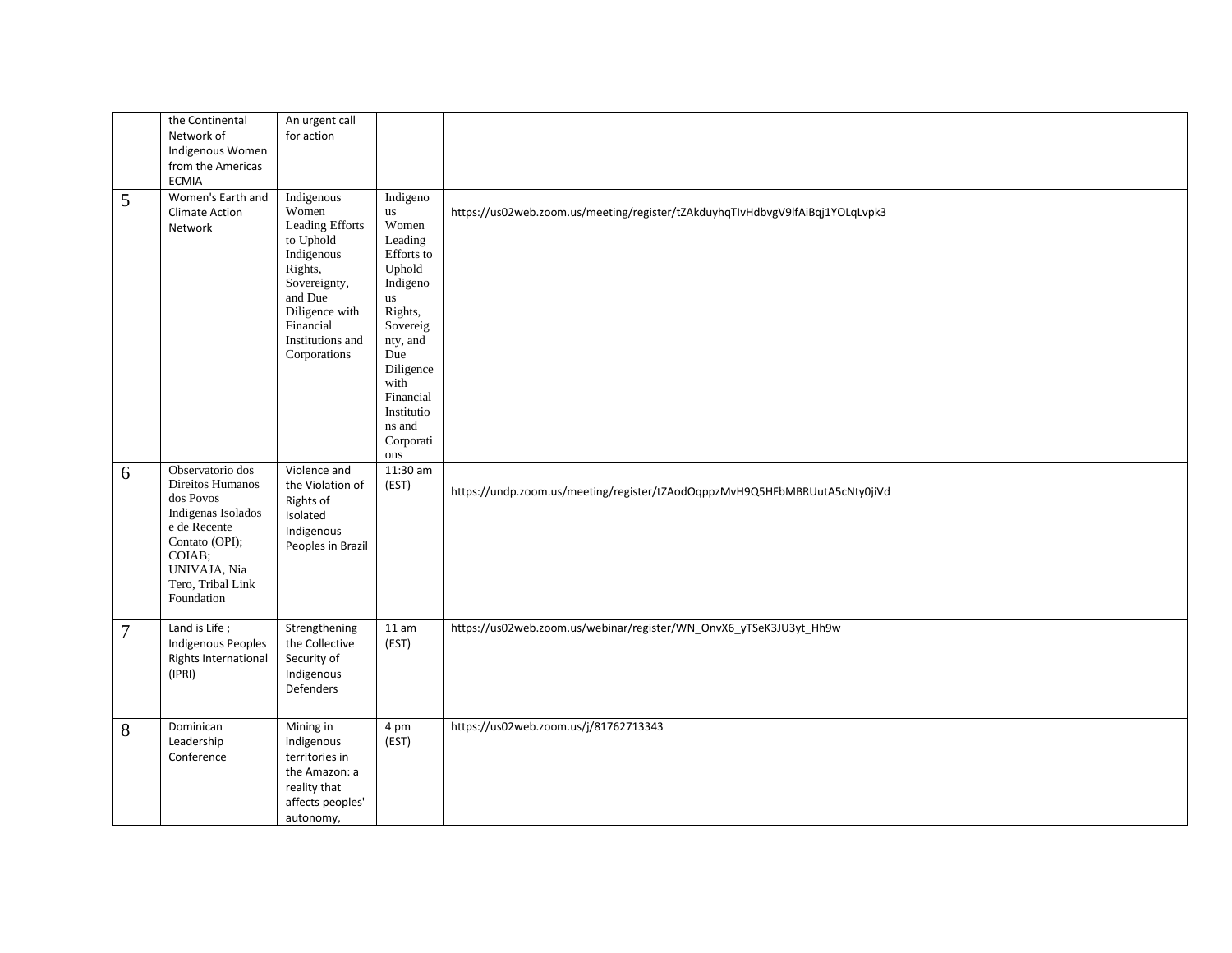|  |  |  |  |  |
|---|---|---|---|---|
|  | the Continental Network of Indigenous Women from the Americas ECMIA | An urgent call for action |  |  |
| 5 | Women's Earth and Climate Action Network | Indigenous Women Leading Efforts to Uphold Indigenous Rights, Sovereignty, and Due Diligence with Financial Institutions and Corporations | Indigenous Women Leading Efforts to Uphold Indigenous Rights, Sovereignty, and Due Diligence with Financial Institutions and Corporations | https://us02web.zoom.us/meeting/register/tZAkduyhqTIvHdbvgV9lfAiBqj1YOLqLvpk3 |
| 6 | Observatorio dos Direitos Humanos dos Povos Indigenas Isolados e de Recente Contato (OPI); COIAB; UNIVAJA, Nia Tero, Tribal Link Foundation | Violence and the Violation of Rights of Isolated Indigenous Peoples in Brazil | 11:30 am (EST) | https://undp.zoom.us/meeting/register/tZAodOqppzMvH9Q5HFbMBRUutA5cNty0jiVd |
| 7 | Land is Life ; Indigenous Peoples Rights International (IPRI) | Strengthening the Collective Security of Indigenous Defenders | 11 am (EST) | https://us02web.zoom.us/webinar/register/WN_OnvX6_yTSeK3JU3yt_Hh9w |
| 8 | Dominican Leadership Conference | Mining in indigenous territories in the Amazon: a reality that affects peoples' autonomy, | 4 pm (EST) | https://us02web.zoom.us/j/81762713343 |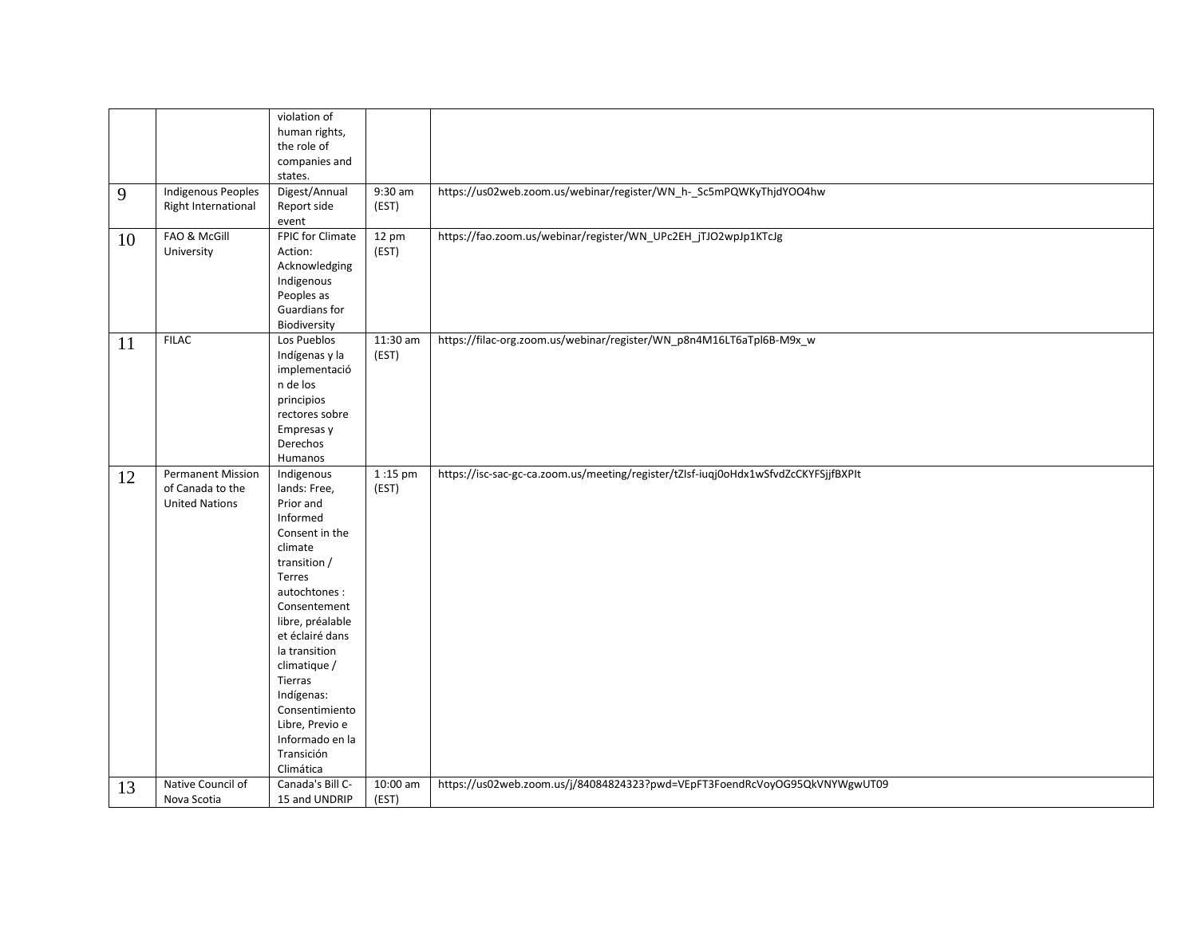| | | | | |
|---|---|---|---|---|
| | | violation of human rights, the role of companies and states. | | |
| 9 | Indigenous Peoples Right International | Digest/Annual Report side event | 9:30 am (EST) | https://us02web.zoom.us/webinar/register/WN_h-_Sc5mPQWKyThjdYOO4hw |
| 10 | FAO & McGill University | FPIC for Climate Action: Acknowledging Indigenous Peoples as Guardians for Biodiversity | 12 pm (EST) | https://fao.zoom.us/webinar/register/WN_UPc2EH_jTJO2wpJp1KTcJg |
| 11 | FILAC | Los Pueblos Indígenas y la implementación de los principios rectores sobre Empresas y Derechos Humanos | 11:30 am (EST) | https://filac-org.zoom.us/webinar/register/WN_p8n4M16LT6aTpl6B-M9x_w |
| 12 | Permanent Mission of Canada to the United Nations | Indigenous lands: Free, Prior and Informed Consent in the climate transition / Terres autochtones : Consentement libre, préalable et éclairé dans la transition climatique / Tierras Indígenas: Consentimiento Libre, Previo e Informado en la Transición Climática | 1 :15 pm (EST) | https://isc-sac-gc-ca.zoom.us/meeting/register/tZIsf-iuqj0oHdx1wSfvdZcCKYFSjjfBXPIt |
| 13 | Native Council of Nova Scotia | Canada's Bill C-15 and UNDRIP | 10:00 am (EST) | https://us02web.zoom.us/j/84084824323?pwd=VEpFT3FoendRcVoyOG95QkVNYWgwUT09 |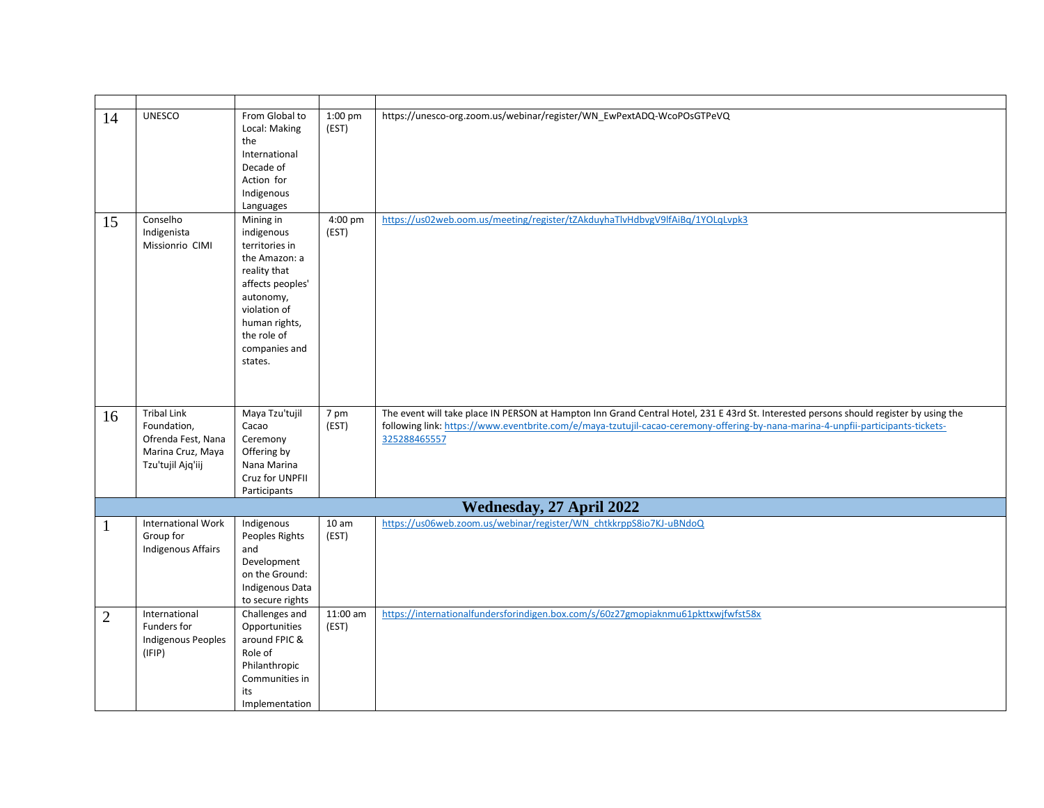| | | | | |
|---|---|---|---|---|
| 14 | UNESCO | From Global to Local: Making the International Decade of Action for Indigenous Languages | 1:00 pm (EST) | https://unesco-org.zoom.us/webinar/register/WN_EwPextADQ-WcoPOsGTPeVQ |
| 15 | Conselho Indigenista Missionrio CIMI | Mining in indigenous territories in the Amazon: a reality that affects peoples' autonomy, violation of human rights, the role of companies and states. | 4:00 pm (EST) | https://us02web.oom.us/meeting/register/tZAkduyhaTlvHdbvgV9lfAiBq/1YOLqLvpk3 |
| 16 | Tribal Link Foundation, Ofrenda Fest, Nana Marina Cruz, Maya Tzu'tujil Ajq'iij | Maya Tzu'tujil Cacao Ceremony Offering by Nana Marina Cruz for UNPFII Participants | 7 pm (EST) | The event will take place IN PERSON at Hampton Inn Grand Central Hotel, 231 E 43rd St. Interested persons should register by using the following link: https://www.eventbrite.com/e/maya-tzutujil-cacao-ceremony-offering-by-nana-marina-4-unpfii-participants-tickets-325288465557 |
| **Wednesday, 27 April 2022** | | | | |
| 1 | International Work Group for Indigenous Affairs | Indigenous Peoples Rights and Development on the Ground: Indigenous Data to secure rights | 10 am (EST) | https://us06web.zoom.us/webinar/register/WN_chtkkrppS8io7KJ-uBNdoQ |
| 2 | International Funders for Indigenous Peoples (IFIP) | Challenges and Opportunities around FPIC & Role of Philanthropic Communities in its Implementation | 11:00 am (EST) | https://internationalfundersforindigen.box.com/s/60z27gmopiaknmu61pkttxwjfwfst58x |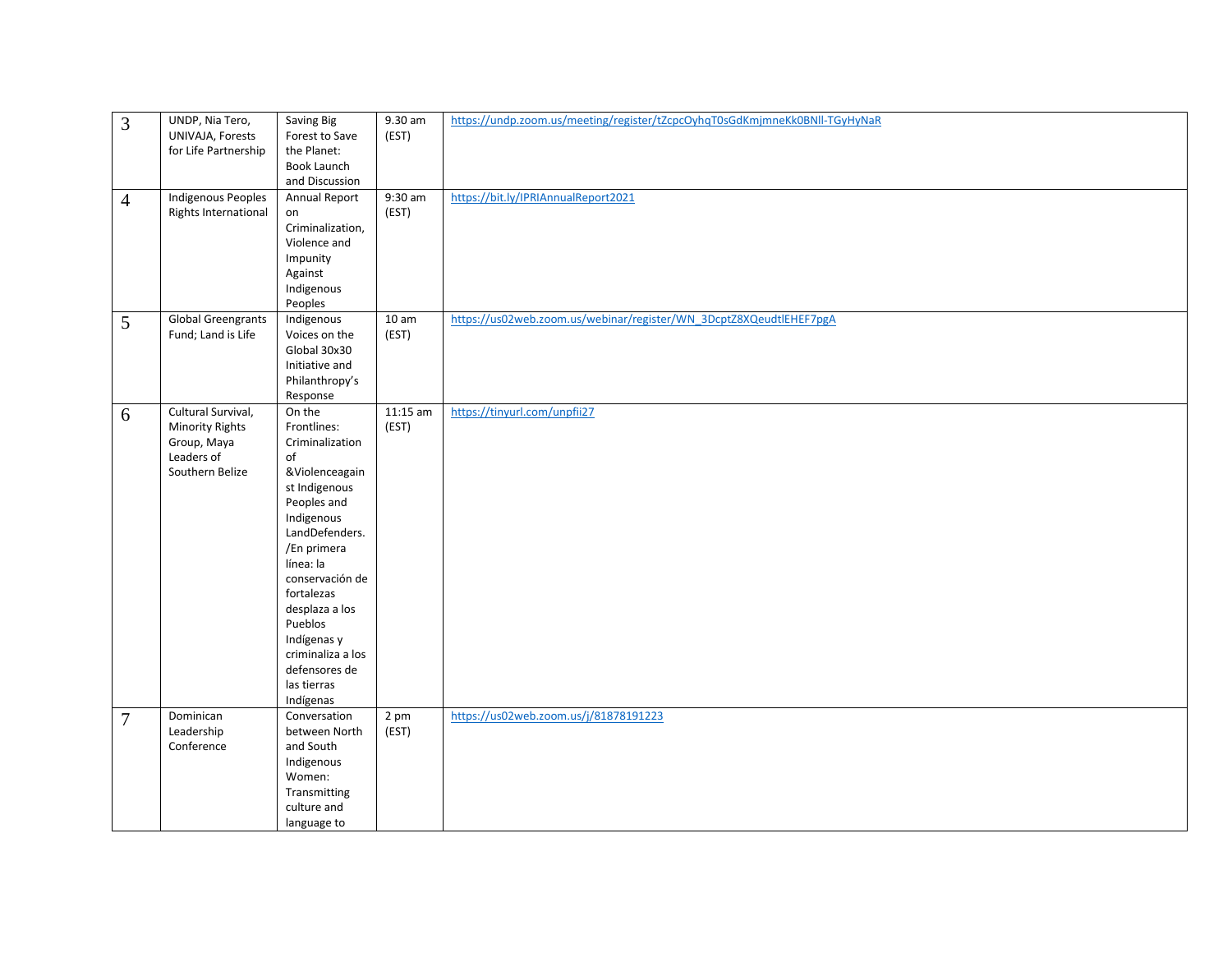| 3 | UNDP, Nia Tero, UNIVAJA, Forests for Life Partnership | Saving Big Forest to Save the Planet: Book Launch and Discussion | 9.30 am (EST) | https://undp.zoom.us/meeting/register/tZcpcOyhqT0sGdKmjmneKk0BNll-TGyHyNaR |
|---|---|---|---|---|
| 4 | Indigenous Peoples Rights International | Annual Report on Criminalization, Violence and Impunity Against Indigenous Peoples | 9:30 am (EST) | https://bit.ly/IPRIAnnualReport2021 |
| 5 | Global Greengrants Fund; Land is Life | Indigenous Voices on the Global 30x30 Initiative and Philanthropy's Response | 10 am (EST) | https://us02web.zoom.us/webinar/register/WN_3DcptZ8XQeudtlEHEF7pgA |
| 6 | Cultural Survival, Minority Rights Group, Maya Leaders of Southern Belize | On the Frontlines: Criminalization of &Violenceagainst Indigenous Peoples and Indigenous LandDefenders. /En primera línea: la conservación de fortalezas desplaza a los Pueblos Indígenas y criminaliza a los defensores de las tierras Indígenas | 11:15 am (EST) | https://tinyurl.com/unpfii27 |
| 7 | Dominican Leadership Conference | Conversation between North and South Indigenous Women: Transmitting culture and language to | 2 pm (EST) | https://us02web.zoom.us/j/81878191223 |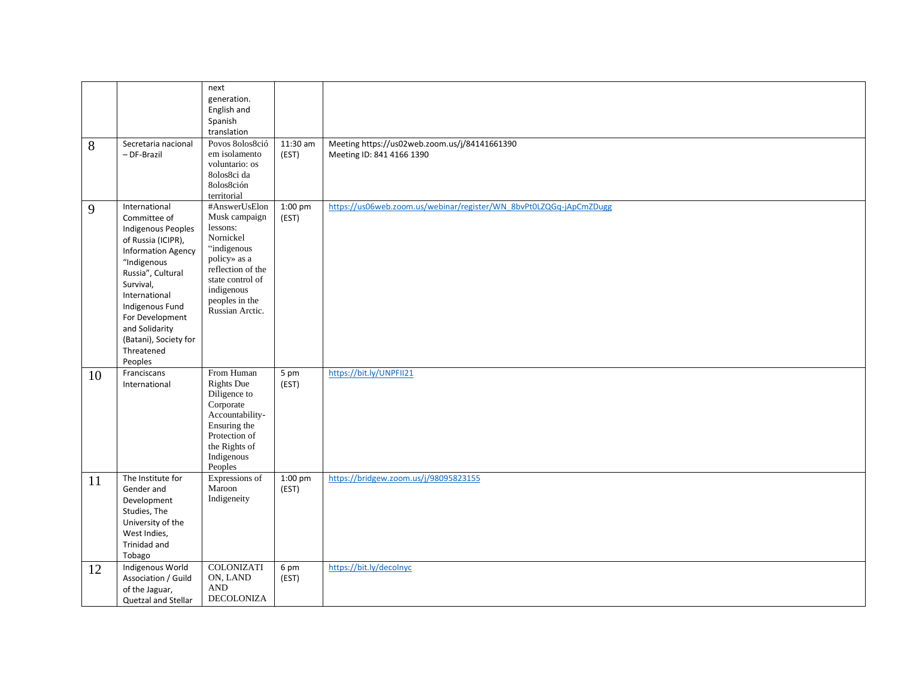|  |  |  |  |  |
|---|---|---|---|---|
|  |  | next generation. English and Spanish translation |  |  |
| 8 | Secretaria nacional – DF-Brazil | Povos 8olos8ció em isolamento voluntario: os 8olos8ci da 8olos8ción territorial | 11:30 am (EST) | Meeting https://us02web.zoom.us/j/84141661390 Meeting ID: 841 4166 1390 |
| 9 | International Committee of Indigenous Peoples of Russia (ICIPR), Information Agency "Indigenous Russia", Cultural Survival, International Indigenous Fund For Development and Solidarity (Batani), Society for Threatened Peoples | #AnswerUsElon Musk campaign lessons: Nornickel "indigenous policy» as a reflection of the state control of indigenous peoples in the Russian Arctic. | 1:00 pm (EST) | https://us06web.zoom.us/webinar/register/WN_8bvPt0LZQGq-jApCmZDugg |
| 10 | Franciscans International | From Human Rights Due Diligence to Corporate Accountability- Ensuring the Protection of the Rights of Indigenous Peoples | 5 pm (EST) | https://bit.ly/UNPFII21 |
| 11 | The Institute for Gender and Development Studies, The University of the West Indies, Trinidad and Tobago | Expressions of Maroon Indigeneity | 1:00 pm (EST) | https://bridgew.zoom.us/j/98095823155 |
| 12 | Indigenous World Association / Guild of the Jaguar, Quetzal and Stellar | COLONIZATION, LAND AND DECOLONIZA | 6 pm (EST) | https://bit.ly/decolnyc |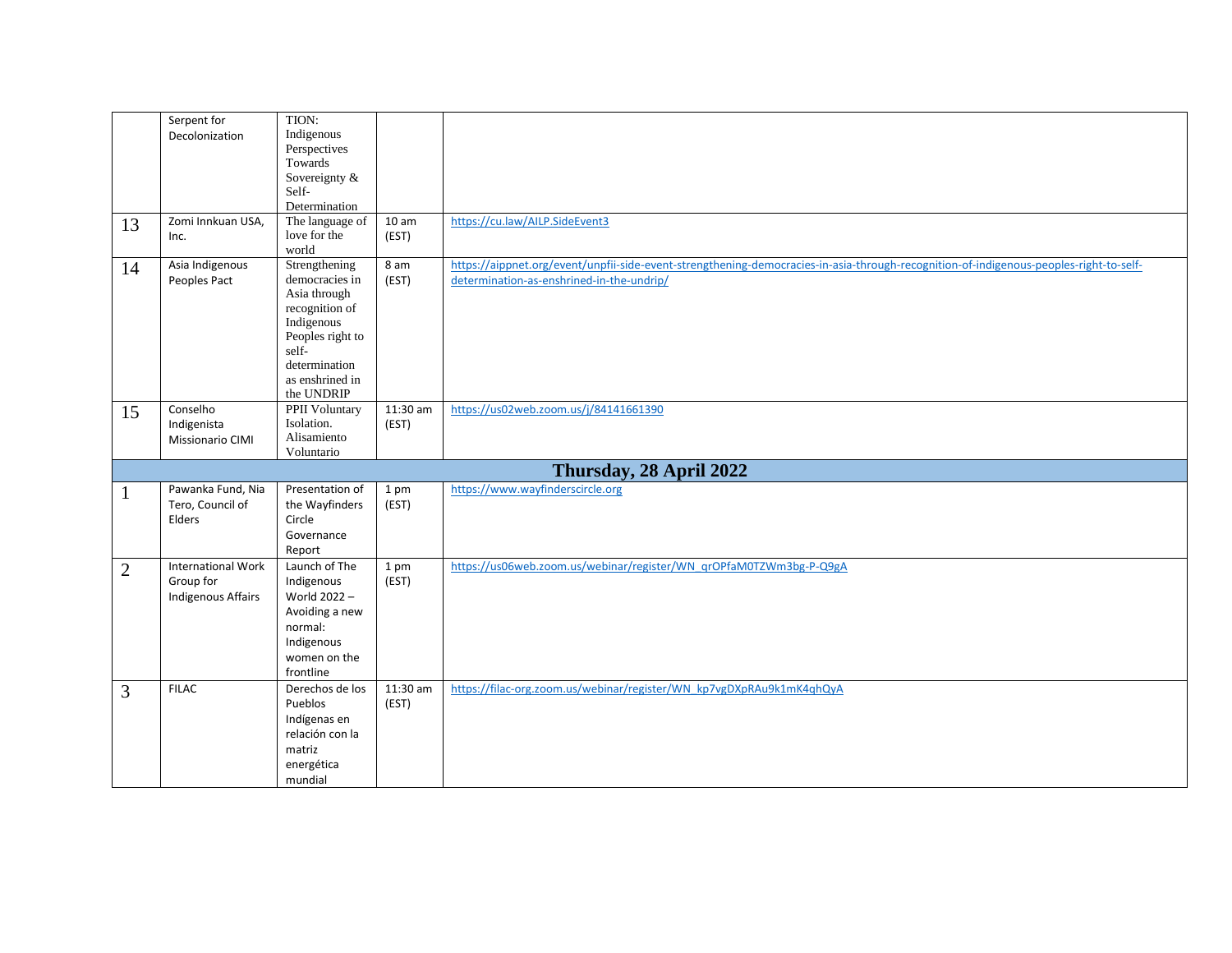|  | Serpent for Decolonization | TION: Indigenous Perspectives Towards Sovereignty & Self-Determination |  |  |
|---|---|---|---|---|
| 13 | Zomi Innkuan USA, Inc. | The language of love for the world | 10 am (EST) | https://cu.law/AILP.SideEvent3 |
| 14 | Asia Indigenous Peoples Pact | Strengthening democracies in Asia through recognition of Indigenous Peoples right to self-determination as enshrined in the UNDRIP | 8 am (EST) | https://aippnet.org/event/unpfii-side-event-strengthening-democracies-in-asia-through-recognition-of-indigenous-peoples-right-to-self-determination-as-enshrined-in-the-undrip/ |
| 15 | Conselho Indigenista Missionario CIMI | PPII Voluntary Isolation. Alisamiento Voluntario | 11:30 am (EST) | https://us02web.zoom.us/j/84141661390 |
| **Thursday, 28 April 2022** |  |  |  |  |
| 1 | Pawanka Fund, Nia Tero, Council of Elders | Presentation of the Wayfinders Circle Governance Report | 1 pm (EST) | https://www.wayfinderscircle.org |
| 2 | International Work Group for Indigenous Affairs | Launch of The Indigenous World 2022 – Avoiding a new normal: Indigenous women on the frontline | 1 pm (EST) | https://us06web.zoom.us/webinar/register/WN_qrOPfaM0TZWm3bg-P-Q9gA |
| 3 | FILAC | Derechos de los Pueblos Indígenas en relación con la matriz energética mundial | 11:30 am (EST) | https://filac-org.zoom.us/webinar/register/WN_kp7vgDXpRAu9k1mK4qhQyA |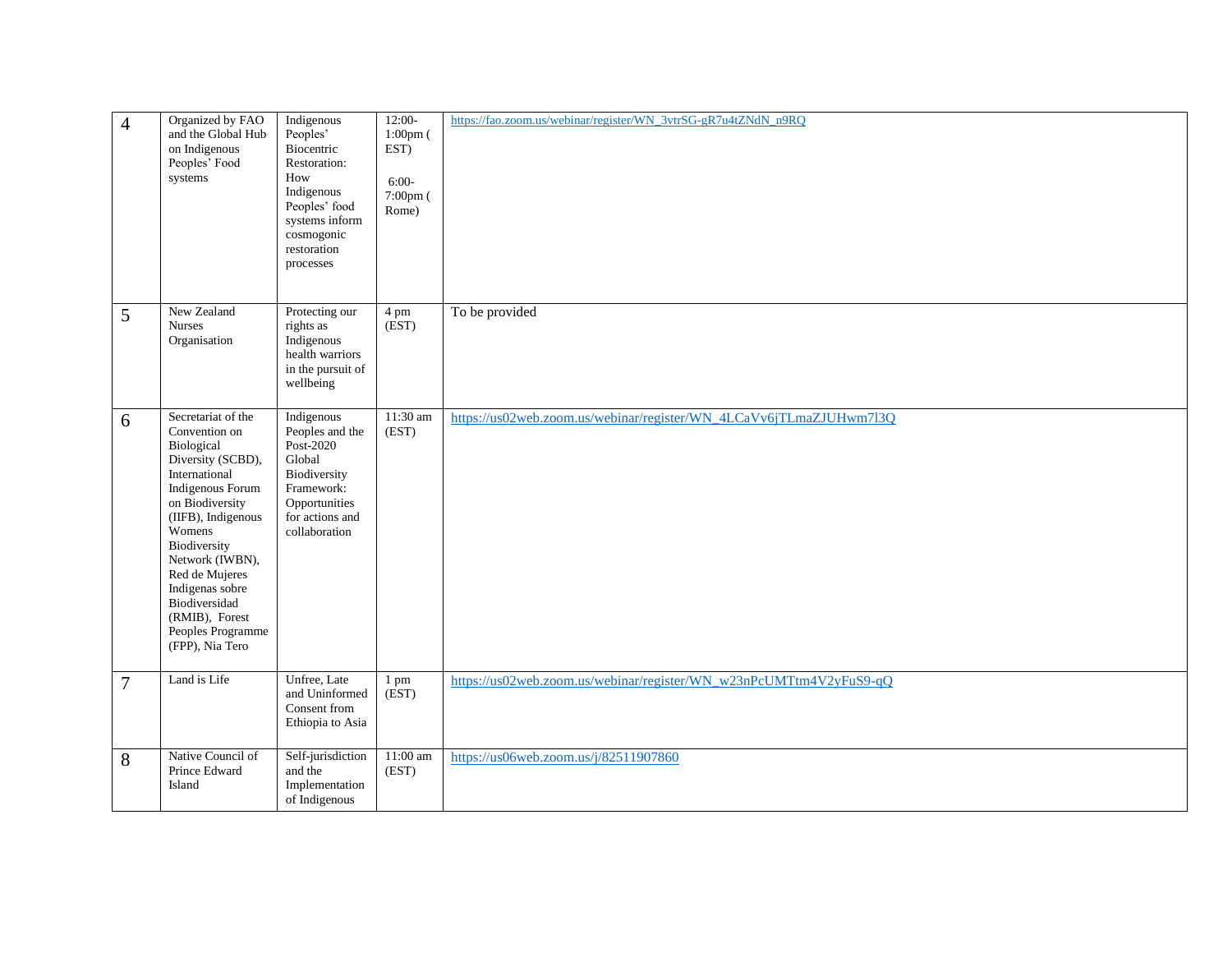| 4 | Organized by FAO and the Global Hub on Indigenous Peoples' Food systems | Indigenous Peoples' Biocentric Restoration: How Indigenous Peoples' food systems inform cosmogonic restoration processes | 12:00-1:00pm ( EST) 6:00-7:00pm ( Rome) | https://fao.zoom.us/webinar/register/WN_3vtrSG-gR7u4tZNdN_n9RQ |
|---|---|---|---|---|
| 5 | New Zealand Nurses Organisation | Protecting our rights as Indigenous health warriors in the pursuit of wellbeing | 4 pm (EST) | To be provided |
| 6 | Secretariat of the Convention on Biological Diversity (SCBD), International Indigenous Forum on Biodiversity (IIFB), Indigenous Womens Biodiversity Network (IWBN), Red de Mujeres Indigenas sobre Biodiversidad (RMIB), Forest Peoples Programme (FPP), Nia Tero | Indigenous Peoples and the Post-2020 Global Biodiversity Framework: Opportunities for actions and collaboration | 11:30 am (EST) | https://us02web.zoom.us/webinar/register/WN_4LCaVv6jTLmaZJUHwm7l3Q |
| 7 | Land is Life | Unfree, Late and Uninformed Consent from Ethiopia to Asia | 1 pm (EST) | https://us02web.zoom.us/webinar/register/WN_w23nPcUMTtm4V2yFuS9-qQ |
| 8 | Native Council of Prince Edward Island | Self-jurisdiction and the Implementation of Indigenous | 11:00 am (EST) | https://us06web.zoom.us/j/82511907860 |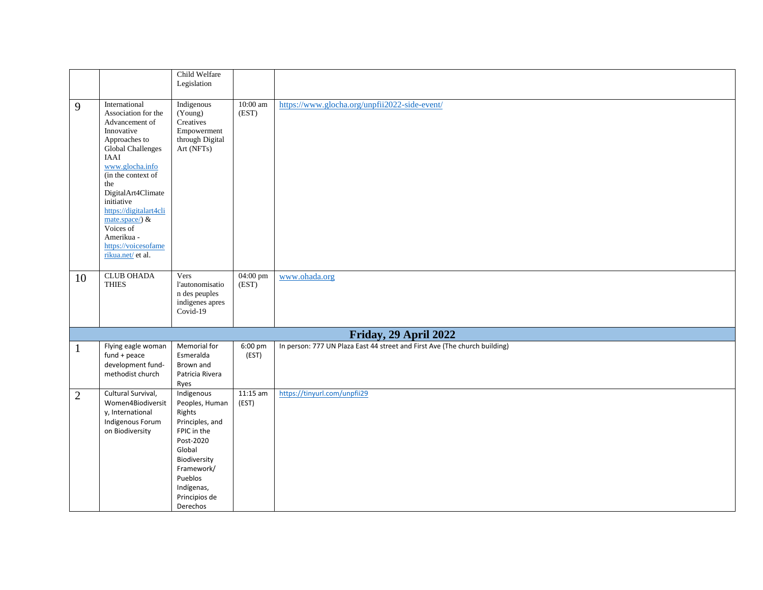| | | | | |
|---|---|---|---|---|
| | | Child Welfare Legislation | | |
| 9 | International Association for the Advancement of Innovative Approaches to Global Challenges IAAI www.glocha.info (in the context of the DigitalArt4Climate initiative https://digitalart4climate.space/) & Voices of Amerikua - https://voicesofamerikua.net/ et al. | Indigenous (Young) Creatives Empowerment through Digital Art (NFTs) | 10:00 am (EST) | https://www.glocha.org/unpfii2022-side-event/ |
| 10 | CLUB OHADA THIES | Vers l'autonomisation des peuples indigenes apres Covid-19 | 04:00 pm (EST) | www.ohada.org |
| **Friday, 29 April 2022** | | | | |
| 1 | Flying eagle woman fund + peace development fund-methodist church | Memorial for Esmeralda Brown and Patricia Rivera Ryes | 6:00 pm (EST) | In person: 777 UN Plaza East 44 street and First Ave (The church building) |
| 2 | Cultural Survival, Women4Biodiversity, International Indigenous Forum on Biodiversity | Indigenous Peoples, Human Rights Principles, and FPIC in the Post-2020 Global Biodiversity Framework/ Pueblos Indígenas, Principios de Derechos | 11:15 am (EST) | https://tinyurl.com/unpfii29 |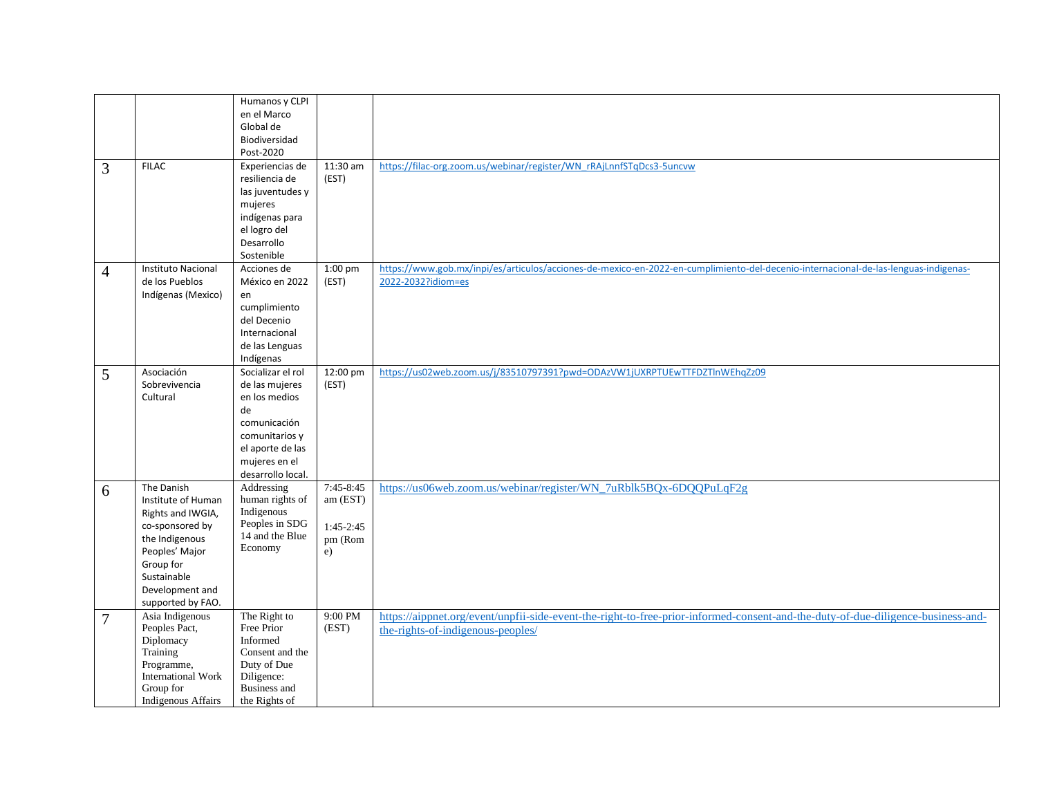|  |  | Humanos y CLPI en el Marco Global de Biodiversidad Post-2020 |  |  |
|---|---|---|---|---|
| 3 | FILAC | Experiencias de resiliencia de las juventudes y mujeres indígenas para el logro del Desarrollo Sostenible | 11:30 am (EST) | https://filac-org.zoom.us/webinar/register/WN_rRAjLnnfSTqDcs3-5uncvw |
| 4 | Instituto Nacional de los Pueblos Indígenas (Mexico) | Acciones de México en 2022 en cumplimiento del Decenio Internacional de las Lenguas Indígenas | 1:00 pm (EST) | https://www.gob.mx/inpi/es/articulos/acciones-de-mexico-en-2022-en-cumplimiento-del-decenio-internacional-de-las-lenguas-indigenas-2022-2032?idiom=es |
| 5 | Asociación Sobrevivencia Cultural | Socializar el rol de las mujeres en los medios de comunicación comunitarios y el aporte de las mujeres en el desarrollo local. | 12:00 pm (EST) | https://us02web.zoom.us/j/83510797391?pwd=ODAzVW1jUXRPTUEwTTFDZTlnWEhqZz09 |
| 6 | The Danish Institute of Human Rights and IWGIA, co-sponsored by the Indigenous Peoples' Major Group for Sustainable Development and supported by FAO. | Addressing human rights of Indigenous Peoples in SDG 14 and the Blue Economy | 7:45-8:45 am (EST) 1:45-2:45 pm (Rome) | https://us06web.zoom.us/webinar/register/WN_7uRblk5BQx-6DQQPuLqF2g |
| 7 | Asia Indigenous Peoples Pact, Diplomacy Training Programme, International Work Group for Indigenous Affairs | The Right to Free Prior Informed Consent and the Duty of Due Diligence: Business and the Rights of | 9:00 PM (EST) | https://aippnet.org/event/unpfii-side-event-the-right-to-free-prior-informed-consent-and-the-duty-of-due-diligence-business-and-the-rights-of-indigenous-peoples/ |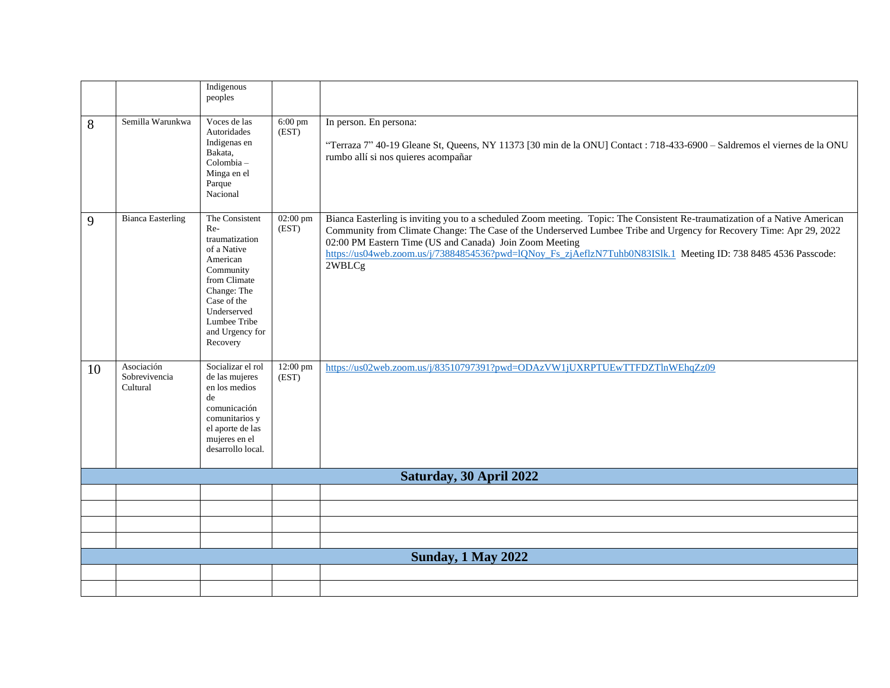| | | | | |
|---|---|---|---|---|
| | | Indigenous peoples | | |
| 8 | Semilla Warunkwa | Voces de las Autoridades Indigenas en Bakata, Colombia – Minga en el Parque Nacional | 6:00 pm (EST) | In person. En persona:<br><br>“Terraza 7” 40-19 Gleane St, Queens, NY 11373 [30 min de la ONU] Contact : 718-433-6900 – Saldremos el viernes de la ONU rumbo allí si nos quieres acompañar |
| 9 | Bianca Easterling | The Consistent Re-traumatization of a Native American Community from Climate Change: The Case of the Underserved Lumbee Tribe and Urgency for Recovery | 02:00 pm (EST) | Bianca Easterling is inviting you to a scheduled Zoom meeting. Topic: The Consistent Re-traumatization of a Native American Community from Climate Change: The Case of the Underserved Lumbee Tribe and Urgency for Recovery Time: Apr 29, 2022 02:00 PM Eastern Time (US and Canada) Join Zoom Meeting https://us04web.zoom.us/j/73884854536?pwd=lQNoy_Fs_zjAeflzN7Tuhb0N83ISlk.1 Meeting ID: 738 8485 4536 Passcode: 2WBLCg |
| 10 | Asociación Sobrevivencia Cultural | Socializar el rol de las mujeres en los medios de comunicación comunitarios y el aporte de las mujeres en el desarrollo local. | 12:00 pm (EST) | https://us02web.zoom.us/j/83510797391?pwd=ODAzVW1jUXRPTUEwTTFDZTlnWEhqZz09 |
| **Saturday, 30 April 2022** | | | | |
| | | | | |
| | | | | |
| | | | | |
| | | | | |
| **Sunday, 1 May 2022** | | | | |
| | | | | |
| | | | | |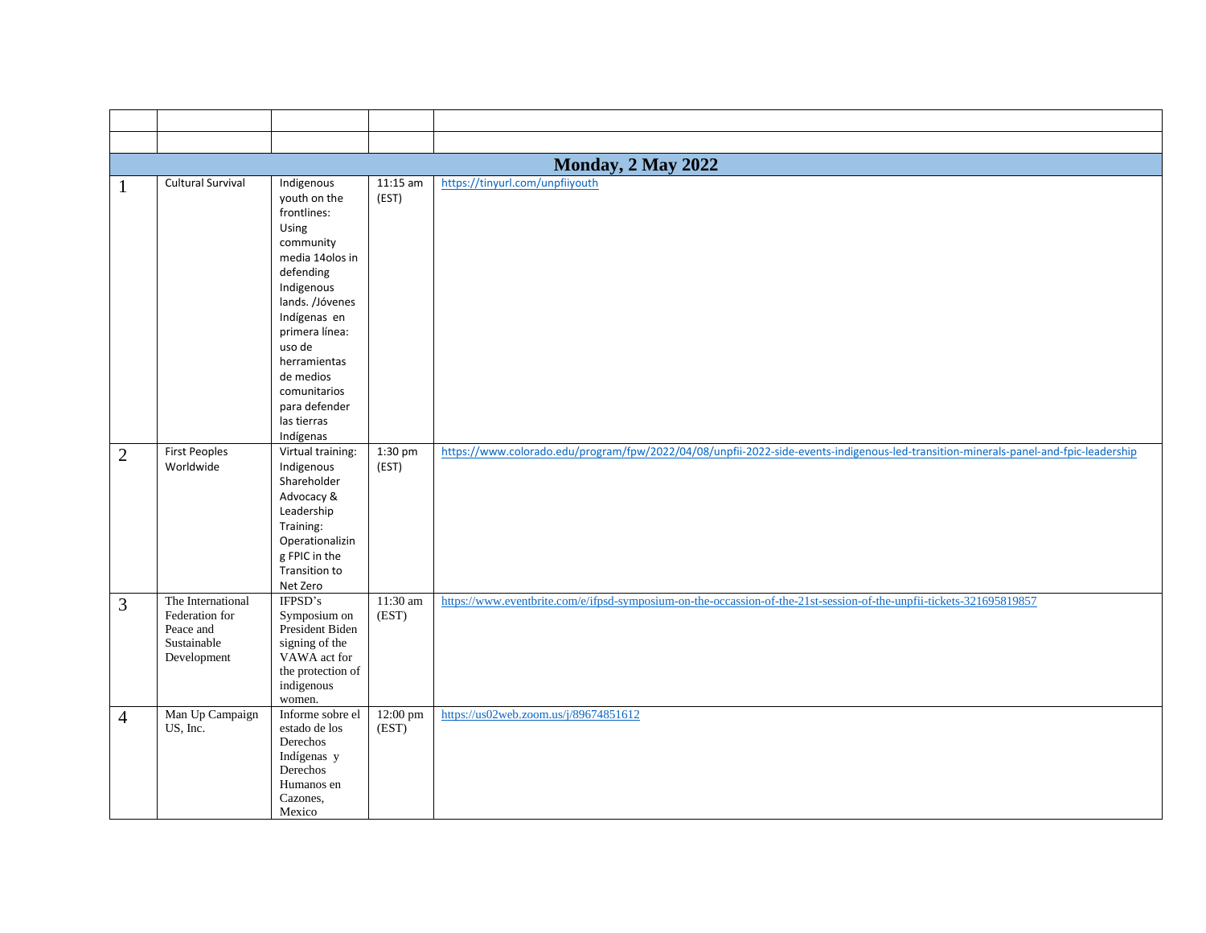| | | | | |
|---|---|---|---|---|
| | | | | |
| **Monday, 2 May 2022** | | | | |
| 1 | Cultural Survival | Indigenous youth on the frontlines: Using community media 14olos in defending Indigenous lands. /Jóvenes Indígenas en primera línea: uso de herramientas de medios comunitarios para defender las tierras Indígenas | 11:15 am (EST) | https://tinyurl.com/unpfiiyouth |
| 2 | First Peoples Worldwide | Virtual training: Indigenous Shareholder Advocacy & Leadership Training: Operationalizing FPIC in the Transition to Net Zero | 1:30 pm (EST) | https://www.colorado.edu/program/fpw/2022/04/08/unpfii-2022-side-events-indigenous-led-transition-minerals-panel-and-fpic-leadership |
| 3 | The International Federation for Peace and Sustainable Development | IFPSD's Symposium on President Biden signing of the VAWA act for the protection of indigenous women. | 11:30 am (EST) | https://www.eventbrite.com/e/ifpsd-symposium-on-the-occassion-of-the-21st-session-of-the-unpfii-tickets-321695819857 |
| 4 | Man Up Campaign US, Inc. | Informe sobre el estado de los Derechos Indígenas y Derechos Humanos en Cazones, Mexico | 12:00 pm (EST) | https://us02web.zoom.us/j/89674851612 |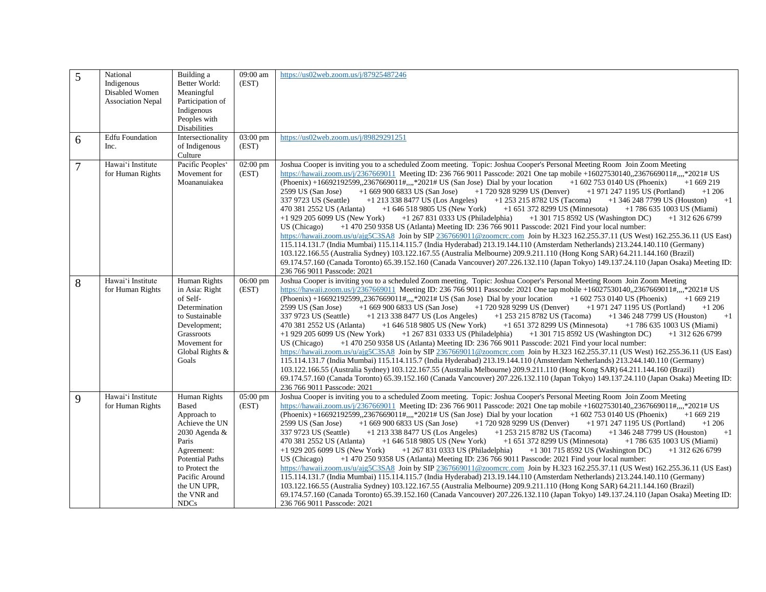| 5 | National Indigenous Disabled Women Association Nepal | Building a Better World: Meaningful Participation of Indigenous Peoples with Disabilities | 09:00 am (EST) | https://us02web.zoom.us/j/87925487246 |
|---|---|---|---|---|
| 6 | Edfu Foundation Inc. | Intersectionality of Indigenous Culture | 03:00 pm (EST) | https://us02web.zoom.us/j/89829291251 |
| 7 | Hawaiʻi Institute for Human Rights | Pacific Peoplesʻ Movement for Moananuiakea | 02:00 pm (EST) | Joshua Cooper is inviting you to a scheduled Zoom meeting. Topic: Joshua Cooper's Personal Meeting Room Join Zoom Meeting https://hawaii.zoom.us/j/2367669011 Meeting ID: 236 766 9011 Passcode: 2021 One tap mobile +16027530140,,2367669011#,,,,*2021# US (Phoenix) +16692192599,,2367669011#,,,,*2021# US (San Jose) Dial by your location +1 602 753 0140 US (Phoenix) +1 669 219 2599 US (San Jose) +1 669 900 6833 US (San Jose) +1 720 928 9299 US (Denver) +1 971 247 1195 US (Portland) +1 206 337 9723 US (Seattle) +1 213 338 8477 US (Los Angeles) +1 253 215 8782 US (Tacoma) +1 346 248 7799 US (Houston) +1 470 381 2552 US (Atlanta) +1 646 518 9805 US (New York) +1 651 372 8299 US (Minnesota) +1 786 635 1003 US (Miami) +1 929 205 6099 US (New York) +1 267 831 0333 US (Philadelphia) +1 301 715 8592 US (Washington DC) +1 312 626 6799 US (Chicago) +1 470 250 9358 US (Atlanta) Meeting ID: 236 766 9011 Passcode: 2021 Find your local number: https://hawaii.zoom.us/u/ajg5C3SA8 Join by SIP 2367669011@zoomcrc.com Join by H.323 162.255.37.11 (US West) 162.255.36.11 (US East) 115.114.131.7 (India Mumbai) 115.114.115.7 (India Hyderabad) 213.19.144.110 (Amsterdam Netherlands) 213.244.140.110 (Germany) 103.122.166.55 (Australia Sydney) 103.122.167.55 (Australia Melbourne) 209.9.211.110 (Hong Kong SAR) 64.211.144.160 (Brazil) 69.174.57.160 (Canada Toronto) 65.39.152.160 (Canada Vancouver) 207.226.132.110 (Japan Tokyo) 149.137.24.110 (Japan Osaka) Meeting ID: 236 766 9011 Passcode: 2021 |
| 8 | Hawaiʻi Institute for Human Rights | Human Rights in Asia: Right of Self-Determination to Sustainable Development; Grassroots Movement for Global Rights & Goals | 06:00 pm (EST) | Joshua Cooper is inviting you to a scheduled Zoom meeting. Topic: Joshua Cooper's Personal Meeting Room Join Zoom Meeting https://hawaii.zoom.us/j/2367669011 Meeting ID: 236 766 9011 Passcode: 2021 One tap mobile +16027530140,,2367669011#,,,,*2021# US (Phoenix) +16692192599,,2367669011#,,,,*2021# US (San Jose) Dial by your location +1 602 753 0140 US (Phoenix) +1 669 219 2599 US (San Jose) +1 669 900 6833 US (San Jose) +1 720 928 9299 US (Denver) +1 971 247 1195 US (Portland) +1 206 337 9723 US (Seattle) +1 213 338 8477 US (Los Angeles) +1 253 215 8782 US (Tacoma) +1 346 248 7799 US (Houston) +1 470 381 2552 US (Atlanta) +1 646 518 9805 US (New York) +1 651 372 8299 US (Minnesota) +1 786 635 1003 US (Miami) +1 929 205 6099 US (New York) +1 267 831 0333 US (Philadelphia) +1 301 715 8592 US (Washington DC) +1 312 626 6799 US (Chicago) +1 470 250 9358 US (Atlanta) Meeting ID: 236 766 9011 Passcode: 2021 Find your local number: https://hawaii.zoom.us/u/ajg5C3SA8 Join by SIP 2367669011@zoomcrc.com Join by H.323 162.255.37.11 (US West) 162.255.36.11 (US East) 115.114.131.7 (India Mumbai) 115.114.115.7 (India Hyderabad) 213.19.144.110 (Amsterdam Netherlands) 213.244.140.110 (Germany) 103.122.166.55 (Australia Sydney) 103.122.167.55 (Australia Melbourne) 209.9.211.110 (Hong Kong SAR) 64.211.144.160 (Brazil) 69.174.57.160 (Canada Toronto) 65.39.152.160 (Canada Vancouver) 207.226.132.110 (Japan Tokyo) 149.137.24.110 (Japan Osaka) Meeting ID: 236 766 9011 Passcode: 2021 |
| 9 | Hawaiʻi Institute for Human Rights | Human Rights Based Approach to Achieve the UN 2030 Agenda & Paris Agreement: Potential Paths to Protect the Pacific Around the UN UPR, the VNR and NDCs | 05:00 pm (EST) | Joshua Cooper is inviting you to a scheduled Zoom meeting. Topic: Joshua Cooper's Personal Meeting Room Join Zoom Meeting https://hawaii.zoom.us/j/2367669011 Meeting ID: 236 766 9011 Passcode: 2021 One tap mobile +16027530140,,2367669011#,,,,*2021# US (Phoenix) +16692192599,,2367669011#,,,,*2021# US (San Jose) Dial by your location +1 602 753 0140 US (Phoenix) +1 669 219 2599 US (San Jose) +1 669 900 6833 US (San Jose) +1 720 928 9299 US (Denver) +1 971 247 1195 US (Portland) +1 206 337 9723 US (Seattle) +1 213 338 8477 US (Los Angeles) +1 253 215 8782 US (Tacoma) +1 346 248 7799 US (Houston) +1 470 381 2552 US (Atlanta) +1 646 518 9805 US (New York) +1 651 372 8299 US (Minnesota) +1 786 635 1003 US (Miami) +1 929 205 6099 US (New York) +1 267 831 0333 US (Philadelphia) +1 301 715 8592 US (Washington DC) +1 312 626 6799 US (Chicago) +1 470 250 9358 US (Atlanta) Meeting ID: 236 766 9011 Passcode: 2021 Find your local number: https://hawaii.zoom.us/u/ajg5C3SA8 Join by SIP 2367669011@zoomcrc.com Join by H.323 162.255.37.11 (US West) 162.255.36.11 (US East) 115.114.131.7 (India Mumbai) 115.114.115.7 (India Hyderabad) 213.19.144.110 (Amsterdam Netherlands) 213.244.140.110 (Germany) 103.122.166.55 (Australia Sydney) 103.122.167.55 (Australia Melbourne) 209.9.211.110 (Hong Kong SAR) 64.211.144.160 (Brazil) 69.174.57.160 (Canada Toronto) 65.39.152.160 (Canada Vancouver) 207.226.132.110 (Japan Tokyo) 149.137.24.110 (Japan Osaka) Meeting ID: 236 766 9011 Passcode: 2021 |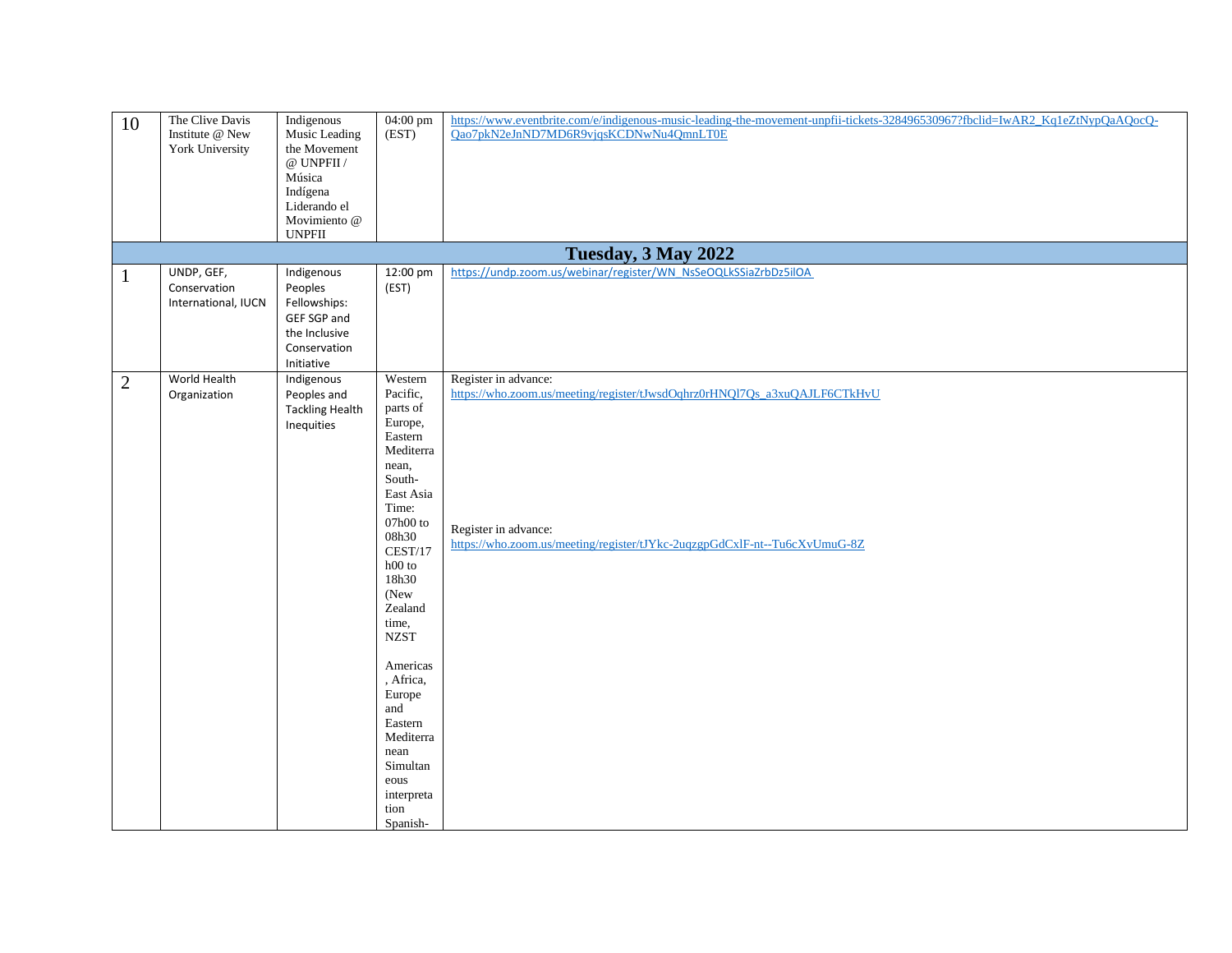| | | | | |
|---|---|---|---|---|
| 10 | The Clive Davis Institute @ New York University | Indigenous Music Leading the Movement @ UNPFII / Música Indígena Liderando el Movimiento @ UNPFII | 04:00 pm (EST) | https://www.eventbrite.com/e/indigenous-music-leading-the-movement-unpfii-tickets-328496530967?fbclid=IwAR2_Kq1eZtNypQaAQocQ-Qao7pkN2eJnND7MD6R9vjqsKCDNwNu4QmnLT0E |
| **Tuesday, 3 May 2022** | | | | |
| 1 | UNDP, GEF, Conservation International, IUCN | Indigenous Peoples Fellowships: GEF SGP and the Inclusive Conservation Initiative | 12:00 pm (EST) | https://undp.zoom.us/webinar/register/WN_NsSeOQLkSSiaZrbDz5ilOA |
| 2 | World Health Organization | Indigenous Peoples and Tackling Health Inequities | Western Pacific, parts of Europe, Eastern Mediterranean, South-East Asia Time: 07h00 to 08h30 CEST/17h00 to 18h30 (New Zealand time, NZST<br><br>Americas, Africa, Europe and Eastern Mediterranean Simultaneous interpretation Spanish- | Register in advance:<br>https://who.zoom.us/meeting/register/tJwsdOqhrz0rHNQl7Qs_a3xuQAJLF6CTkHvU<br><br>Register in advance:<br>https://who.zoom.us/meeting/register/tJYkc-2uqzgpGdCxlF-nt--Tu6cXvUmuG-8Z |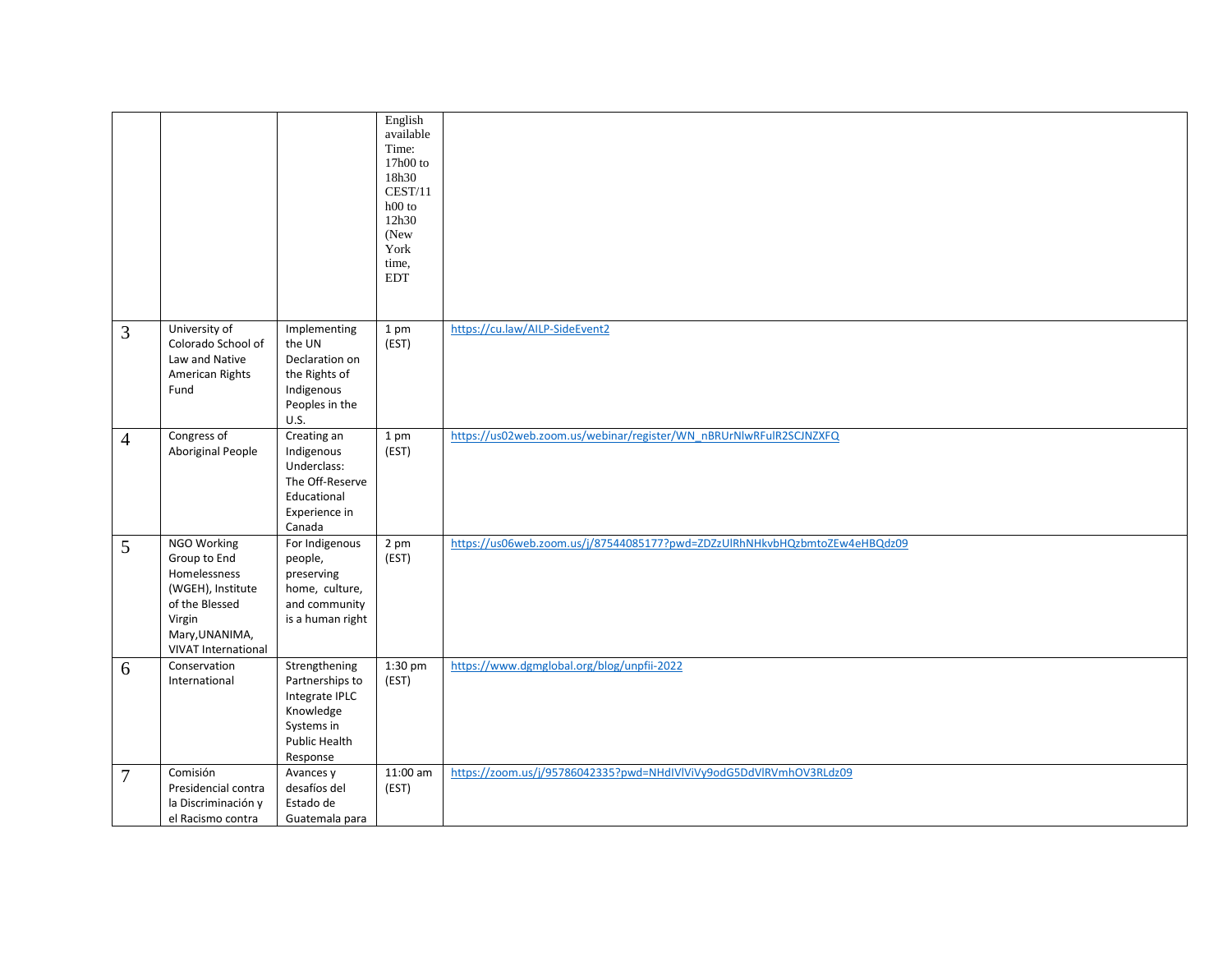|  |  |  |  |  |
|---|---|---|---|---|
|  |  |  | English available Time: 17h00 to 18h30 CEST/11 h00 to 12h30 (New York time, EDT |  |
| 3 | University of Colorado School of Law and Native American Rights Fund | Implementing the UN Declaration on the Rights of Indigenous Peoples in the U.S. | 1 pm (EST) | https://cu.law/AILP-SideEvent2 |
| 4 | Congress of Aboriginal People | Creating an Indigenous Underclass: The Off-Reserve Educational Experience in Canada | 1 pm (EST) | https://us02web.zoom.us/webinar/register/WN_nBRUrNlwRFulR2SCJNZXFQ |
| 5 | NGO Working Group to End Homelessness (WGEH), Institute of the Blessed Virgin Mary,UNANIMA, VIVAT International | For Indigenous people, preserving home, culture, and community is a human right | 2 pm (EST) | https://us06web.zoom.us/j/87544085177?pwd=ZDZzUlRhNHkvbHQzbmtoZEw4eHBQdz09 |
| 6 | Conservation International | Strengthening Partnerships to Integrate IPLC Knowledge Systems in Public Health Response | 1:30 pm (EST) | https://www.dgmglobal.org/blog/unpfii-2022 |
| 7 | Comisión Presidencial contra la Discriminación y el Racismo contra | Avances y desafíos del Estado de Guatemala para | 11:00 am (EST) | https://zoom.us/j/95786042335?pwd=NHdIVlViVy9odG5DdVlRVmhOV3RLdz09 |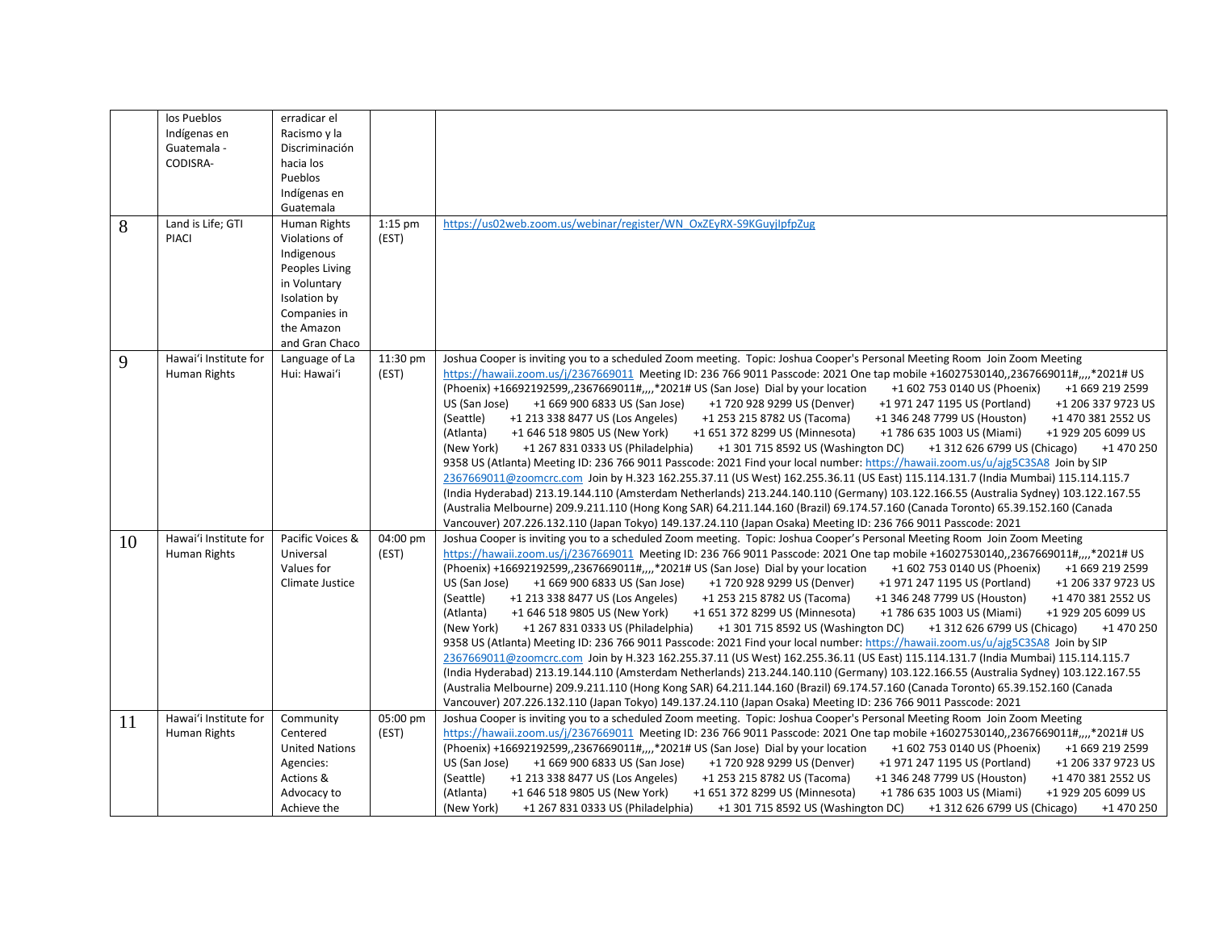| | | | | |
|---|---|---|---|---|
| | los Pueblos Indígenas en Guatemala - CODISRA- | erradicar el Racismo y la Discriminación hacia los Pueblos Indígenas en Guatemala | | |
| 8 | Land is Life; GTI PIACI | Human Rights Violations of Indigenous Peoples Living in Voluntary Isolation by Companies in the Amazon and Gran Chaco | 1:15 pm (EST) | https://us02web.zoom.us/webinar/register/WN_OxZEyRX-S9KGuyjlpfpZug |
| 9 | Hawai'i Institute for Human Rights | Language of La Hui: Hawai'i | 11:30 pm (EST) | Joshua Cooper is inviting you to a scheduled Zoom meeting. Topic: Joshua Cooper's Personal Meeting Room Join Zoom Meeting https://hawaii.zoom.us/j/2367669011 Meeting ID: 236 766 9011 Passcode: 2021 One tap mobile +16027530140,,2367669011#,,,,*2021# US (Phoenix) +16692192599,,2367669011#,,,,*2021# US (San Jose) Dial by your location +1 602 753 0140 US (Phoenix) +1 669 219 2599 US (San Jose) +1 669 900 6833 US (San Jose) +1 720 928 9299 US (Denver) +1 971 247 1195 US (Portland) +1 206 337 9723 US (Seattle) +1 213 338 8477 US (Los Angeles) +1 253 215 8782 US (Tacoma) +1 346 248 7799 US (Houston) +1 470 381 2552 US (Atlanta) +1 646 518 9805 US (New York) +1 651 372 8299 US (Minnesota) +1 786 635 1003 US (Miami) +1 929 205 6099 US (New York) +1 267 831 0333 US (Philadelphia) +1 301 715 8592 US (Washington DC) +1 312 626 6799 US (Chicago) +1 470 250 9358 US (Atlanta) Meeting ID: 236 766 9011 Passcode: 2021 Find your local number: https://hawaii.zoom.us/u/ajg5C3SA8 Join by SIP 2367669011@zoomcrc.com Join by H.323 162.255.37.11 (US West) 162.255.36.11 (US East) 115.114.131.7 (India Mumbai) 115.114.115.7 (India Hyderabad) 213.19.144.110 (Amsterdam Netherlands) 213.244.140.110 (Germany) 103.122.166.55 (Australia Sydney) 103.122.167.55 (Australia Melbourne) 209.9.211.110 (Hong Kong SAR) 64.211.144.160 (Brazil) 69.174.57.160 (Canada Toronto) 65.39.152.160 (Canada Vancouver) 207.226.132.110 (Japan Tokyo) 149.137.24.110 (Japan Osaka) Meeting ID: 236 766 9011 Passcode: 2021 |
| 10 | Hawai'i Institute for Human Rights | Pacific Voices & Universal Values for Climate Justice | 04:00 pm (EST) | Joshua Cooper is inviting you to a scheduled Zoom meeting. Topic: Joshua Cooper's Personal Meeting Room Join Zoom Meeting https://hawaii.zoom.us/j/2367669011 Meeting ID: 236 766 9011 Passcode: 2021 One tap mobile +16027530140,,2367669011#,,,,*2021# US (Phoenix) +16692192599,,2367669011#,,,,*2021# US (San Jose) Dial by your location +1 602 753 0140 US (Phoenix) +1 669 219 2599 US (San Jose) +1 669 900 6833 US (San Jose) +1 720 928 9299 US (Denver) +1 971 247 1195 US (Portland) +1 206 337 9723 US (Seattle) +1 213 338 8477 US (Los Angeles) +1 253 215 8782 US (Tacoma) +1 346 248 7799 US (Houston) +1 470 381 2552 US (Atlanta) +1 646 518 9805 US (New York) +1 651 372 8299 US (Minnesota) +1 786 635 1003 US (Miami) +1 929 205 6099 US (New York) +1 267 831 0333 US (Philadelphia) +1 301 715 8592 US (Washington DC) +1 312 626 6799 US (Chicago) +1 470 250 9358 US (Atlanta) Meeting ID: 236 766 9011 Passcode: 2021 Find your local number: https://hawaii.zoom.us/u/ajg5C3SA8 Join by SIP 2367669011@zoomcrc.com Join by H.323 162.255.37.11 (US West) 162.255.36.11 (US East) 115.114.131.7 (India Mumbai) 115.114.115.7 (India Hyderabad) 213.19.144.110 (Amsterdam Netherlands) 213.244.140.110 (Germany) 103.122.166.55 (Australia Sydney) 103.122.167.55 (Australia Melbourne) 209.9.211.110 (Hong Kong SAR) 64.211.144.160 (Brazil) 69.174.57.160 (Canada Toronto) 65.39.152.160 (Canada Vancouver) 207.226.132.110 (Japan Tokyo) 149.137.24.110 (Japan Osaka) Meeting ID: 236 766 9011 Passcode: 2021 |
| 11 | Hawai'i Institute for Human Rights | Community Centered United Nations Agencies: Actions & Advocacy to Achieve the | 05:00 pm (EST) | Joshua Cooper is inviting you to a scheduled Zoom meeting. Topic: Joshua Cooper's Personal Meeting Room Join Zoom Meeting https://hawaii.zoom.us/j/2367669011 Meeting ID: 236 766 9011 Passcode: 2021 One tap mobile +16027530140,,2367669011#,,,,*2021# US (Phoenix) +16692192599,,2367669011#,,,,*2021# US (San Jose) Dial by your location +1 602 753 0140 US (Phoenix) +1 669 219 2599 US (San Jose) +1 669 900 6833 US (San Jose) +1 720 928 9299 US (Denver) +1 971 247 1195 US (Portland) +1 206 337 9723 US (Seattle) +1 213 338 8477 US (Los Angeles) +1 253 215 8782 US (Tacoma) +1 346 248 7799 US (Houston) +1 470 381 2552 US (Atlanta) +1 646 518 9805 US (New York) +1 651 372 8299 US (Minnesota) +1 786 635 1003 US (Miami) +1 929 205 6099 US (New York) +1 267 831 0333 US (Philadelphia) +1 301 715 8592 US (Washington DC) +1 312 626 6799 US (Chicago) +1 470 250 |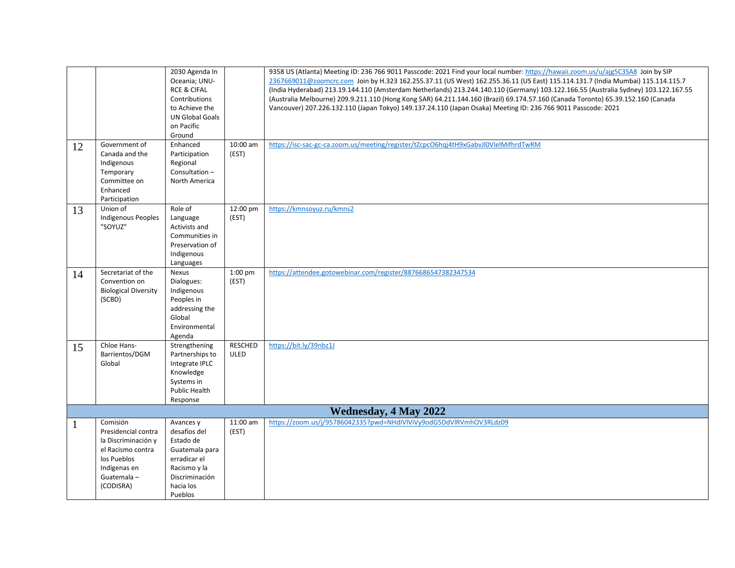| | | | | |
|---|---|---|---|---|
| | | 2030 Agenda In Oceania; UNU-RCE & CIFAL Contributions to Achieve the UN Global Goals on Pacific Ground | | 9358 US (Atlanta) Meeting ID: 236 766 9011 Passcode: 2021 Find your local number: https://hawaii.zoom.us/u/ajg5C3SA8 Join by SIP 2367669011@zoomcrc.com Join by H.323 162.255.37.11 (US West) 162.255.36.11 (US East) 115.114.131.7 (India Mumbai) 115.114.115.7 (India Hyderabad) 213.19.144.110 (Amsterdam Netherlands) 213.244.140.110 (Germany) 103.122.166.55 (Australia Sydney) 103.122.167.55 (Australia Melbourne) 209.9.211.110 (Hong Kong SAR) 64.211.144.160 (Brazil) 69.174.57.160 (Canada Toronto) 65.39.152.160 (Canada Vancouver) 207.226.132.110 (Japan Tokyo) 149.137.24.110 (Japan Osaka) Meeting ID: 236 766 9011 Passcode: 2021 |
| 12 | Government of Canada and the Indigenous Temporary Committee on Enhanced Participation | Enhanced Participation Regional Consultation – North America | 10:00 am (EST) | https://isc-sac-gc-ca.zoom.us/meeting/register/tZcpcO6hqj4tH9xGabvJl0VlelMifhrdTwRM |
| 13 | Union of Indigenous Peoples "SOYUZ" | Role of Language Activists and Communities in Preservation of Indigenous Languages | 12:00 pm (EST) | https://kmnsoyuz.ru/kmns2 |
| 14 | Secretariat of the Convention on Biological Diversity (SCBD) | Nexus Dialogues: Indigenous Peoples in addressing the Global Environmental Agenda | 1:00 pm (EST) | https://attendee.gotowebinar.com/register/8876686547382347534 |
| 15 | Chloe Hans-Barrientos/DGM Global | Strengthening Partnerships to Integrate IPLC Knowledge Systems in Public Health Response | RESCHEDULED | https://bit.ly/39nbz1J |
| **Wednesday, 4 May 2022** | | | | |
| 1 | Comisión Presidencial contra la Discriminación y el Racismo contra los Pueblos Indígenas en Guatemala – (CODISRA) | Avances y desafíos del Estado de Guatemala para erradicar el Racismo y la Discriminación hacia los Pueblos | 11:00 am (EST) | https://zoom.us/j/95786042335?pwd=NHdIVlViVy9odG5DdVlRVmhOV3RLdz09 |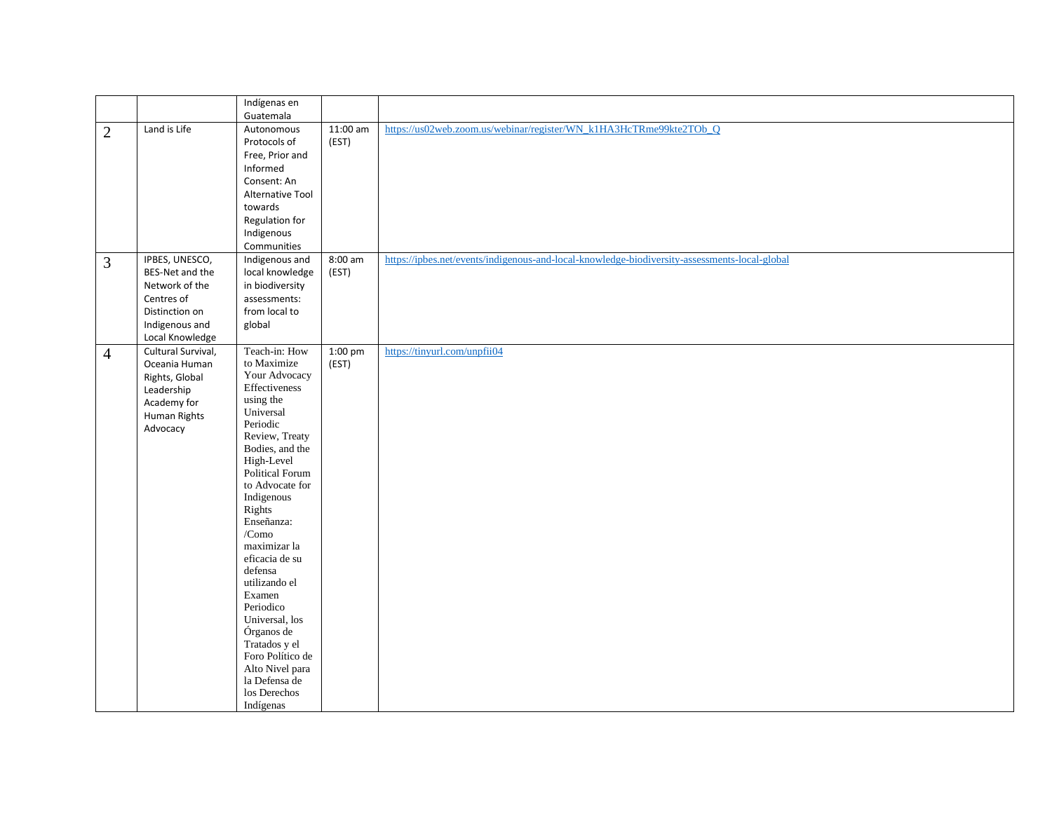|  |  | Indígenas en Guatemala |  |  |
| --- | --- | --- | --- | --- |
| 2 | Land is Life | Autonomous Protocols of Free, Prior and Informed Consent: An Alternative Tool towards Regulation for Indigenous Communities | 11:00 am (EST) | https://us02web.zoom.us/webinar/register/WN_k1HA3HcTRme99kte2TOb_Q |
| 3 | IPBES, UNESCO, BES-Net and the Network of the Centres of Distinction on Indigenous and Local Knowledge | Indigenous and local knowledge in biodiversity assessments: from local to global | 8:00 am (EST) | https://ipbes.net/events/indigenous-and-local-knowledge-biodiversity-assessments-local-global |
| 4 | Cultural Survival, Oceania Human Rights, Global Leadership Academy for Human Rights Advocacy | Teach-in: How to Maximize Your Advocacy Effectiveness using the Universal Periodic Review, Treaty Bodies, and the High-Level Political Forum to Advocate for Indigenous Rights Enseñanza: /Como maximizar la eficacia de su defensa utilizando el Examen Periodico Universal, los Órganos de Tratados y el Foro Político de Alto Nivel para la Defensa de los Derechos Indígenas | 1:00 pm (EST) | https://tinyurl.com/unpfii04 |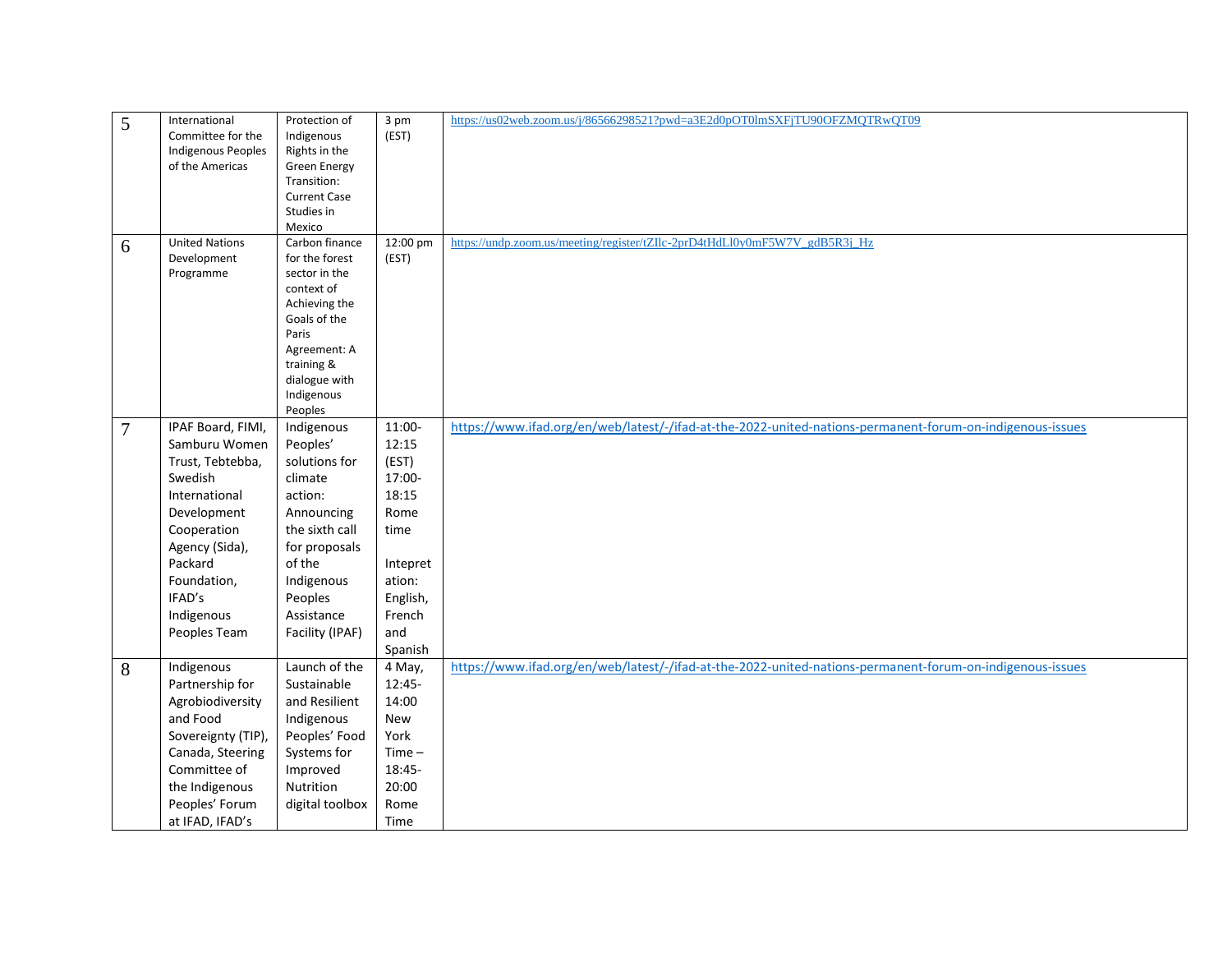| 5 | International Committee for the Indigenous Peoples of the Americas | Protection of Indigenous Rights in the Green Energy Transition: Current Case Studies in Mexico | 3 pm (EST) | https://us02web.zoom.us/j/86566298521?pwd=a3E2d0pOT0lmSXFjTU90OFZMQTRwQT09 |
|---|---|---|---|---|
| 6 | United Nations Development Programme | Carbon finance for the forest sector in the context of Achieving the Goals of the Paris Agreement: A training & dialogue with Indigenous Peoples | 12:00 pm (EST) | https://undp.zoom.us/meeting/register/tZIlc-2prD4tHdLl0y0mF5W7V_gdB5R3j_Hz |
| 7 | IPAF Board, FIMI, Samburu Women Trust, Tebtebba, Swedish International Development Cooperation Agency (Sida), Packard Foundation, IFAD's Indigenous Peoples Team | Indigenous Peoples' solutions for climate action: Announcing the sixth call for proposals of the Indigenous Peoples Assistance Facility (IPAF) | 11:00-12:15 (EST) 17:00-18:15 Rome time<br><br>Intepretation: English, French and Spanish | https://www.ifad.org/en/web/latest/-/ifad-at-the-2022-united-nations-permanent-forum-on-indigenous-issues |
| 8 | Indigenous Partnership for Agrobiodiversity and Food Sovereignty (TIP), Canada, Steering Committee of the Indigenous Peoples' Forum at IFAD, IFAD's | Launch of the Sustainable and Resilient Indigenous Peoples' Food Systems for Improved Nutrition digital toolbox | 4 May, 12:45-14:00 New York Time – 18:45-20:00 Rome Time | https://www.ifad.org/en/web/latest/-/ifad-at-the-2022-united-nations-permanent-forum-on-indigenous-issues |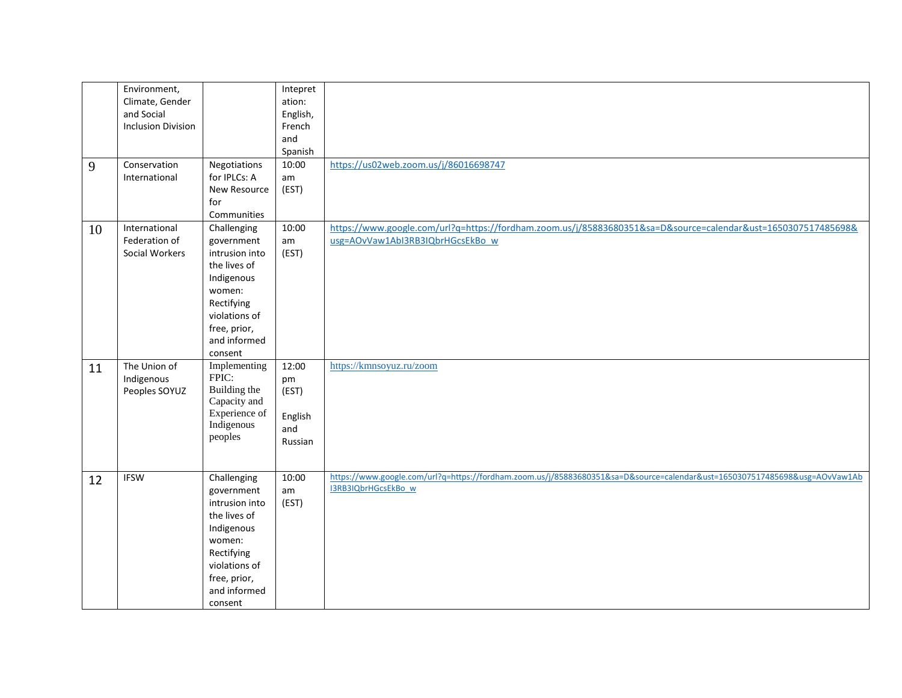|  |  |  |  |  |
| --- | --- | --- | --- | --- |
|  | Environment, Climate, Gender and Social Inclusion Division |  | Intepretation: English, French and Spanish |  |
| 9 | Conservation International | Negotiations for IPLCs: A New Resource for Communities | 10:00 am (EST) | https://us02web.zoom.us/j/86016698747 |
| 10 | International Federation of Social Workers | Challenging government intrusion into the lives of Indigenous women: Rectifying violations of free, prior, and informed consent | 10:00 am (EST) | https://www.google.com/url?q=https://fordham.zoom.us/j/85883680351&sa=D&source=calendar&ust=1650307517485698&usg=AOvVaw1AbI3RB3IQbrHGcsEkBo_w |
| 11 | The Union of Indigenous Peoples SOYUZ | Implementing FPIC: Building the Capacity and Experience of Indigenous peoples | 12:00 pm (EST)<br><br>English and Russian | https://kmnsoyuz.ru/zoom |
| 12 | IFSW | Challenging government intrusion into the lives of Indigenous women: Rectifying violations of free, prior, and informed consent | 10:00 am (EST) | https://www.google.com/url?q=https://fordham.zoom.us/j/85883680351&sa=D&source=calendar&ust=1650307517485698&usg=AOvVaw1AbI3RB3IQbrHGcsEkBo_w |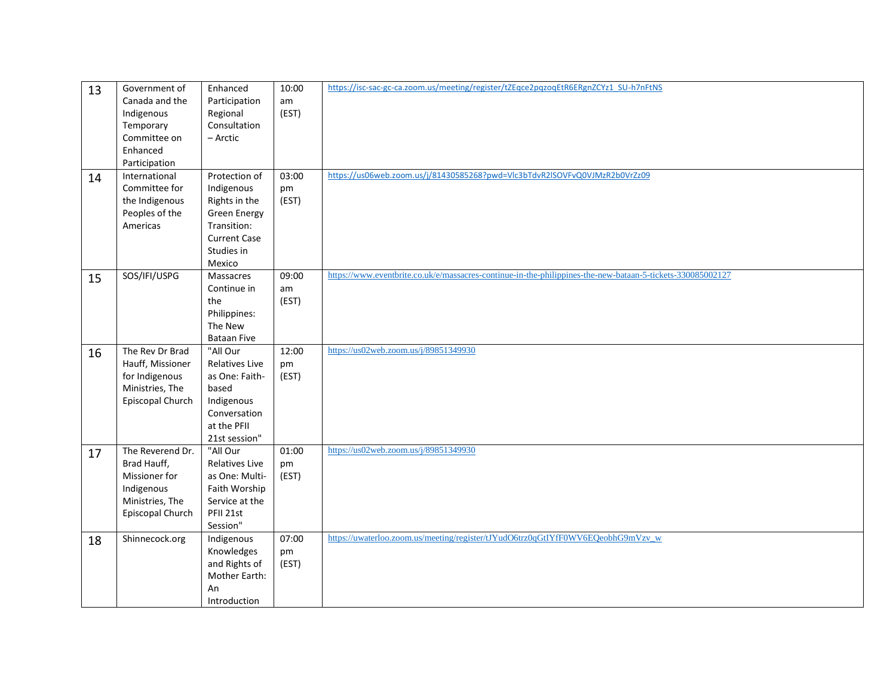| 13 | Government of Canada and the Indigenous Temporary Committee on Enhanced Participation | Enhanced Participation Regional Consultation – Arctic | 10:00 am (EST) | https://isc-sac-gc-ca.zoom.us/meeting/register/tZEqce2pqzoqEtR6ERgnZCYz1_SU-h7nFtNS |
|---|---|---|---|---|
| 14 | International Committee for the Indigenous Peoples of the Americas | Protection of Indigenous Rights in the Green Energy Transition: Current Case Studies in Mexico | 03:00 pm (EST) | https://us06web.zoom.us/j/81430585268?pwd=Vlc3bTdvR2lSOVFvQ0VJMzR2b0VrZz09 |
| 15 | SOS/IFI/USPG | Massacres Continue in the Philippines: The New Bataan Five | 09:00 am (EST) | https://www.eventbrite.co.uk/e/massacres-continue-in-the-philippines-the-new-bataan-5-tickets-330085002127 |
| 16 | The Rev Dr Brad Hauff, Missioner for Indigenous Ministries, The Episcopal Church | "All Our Relatives Live as One: Faith-based Indigenous Conversation at the PFII 21st session" | 12:00 pm (EST) | https://us02web.zoom.us/j/89851349930 |
| 17 | The Reverend Dr. Brad Hauff, Missioner for Indigenous Ministries, The Episcopal Church | "All Our Relatives Live as One: Multi-Faith Worship Service at the PFII 21st Session" | 01:00 pm (EST) | https://us02web.zoom.us/j/89851349930 |
| 18 | Shinnecock.org | Indigenous Knowledges and Rights of Mother Earth: An Introduction | 07:00 pm (EST) | https://uwaterloo.zoom.us/meeting/register/tJYudO6trz0qGtIYfF0WV6EQeobhG9mVzv_w |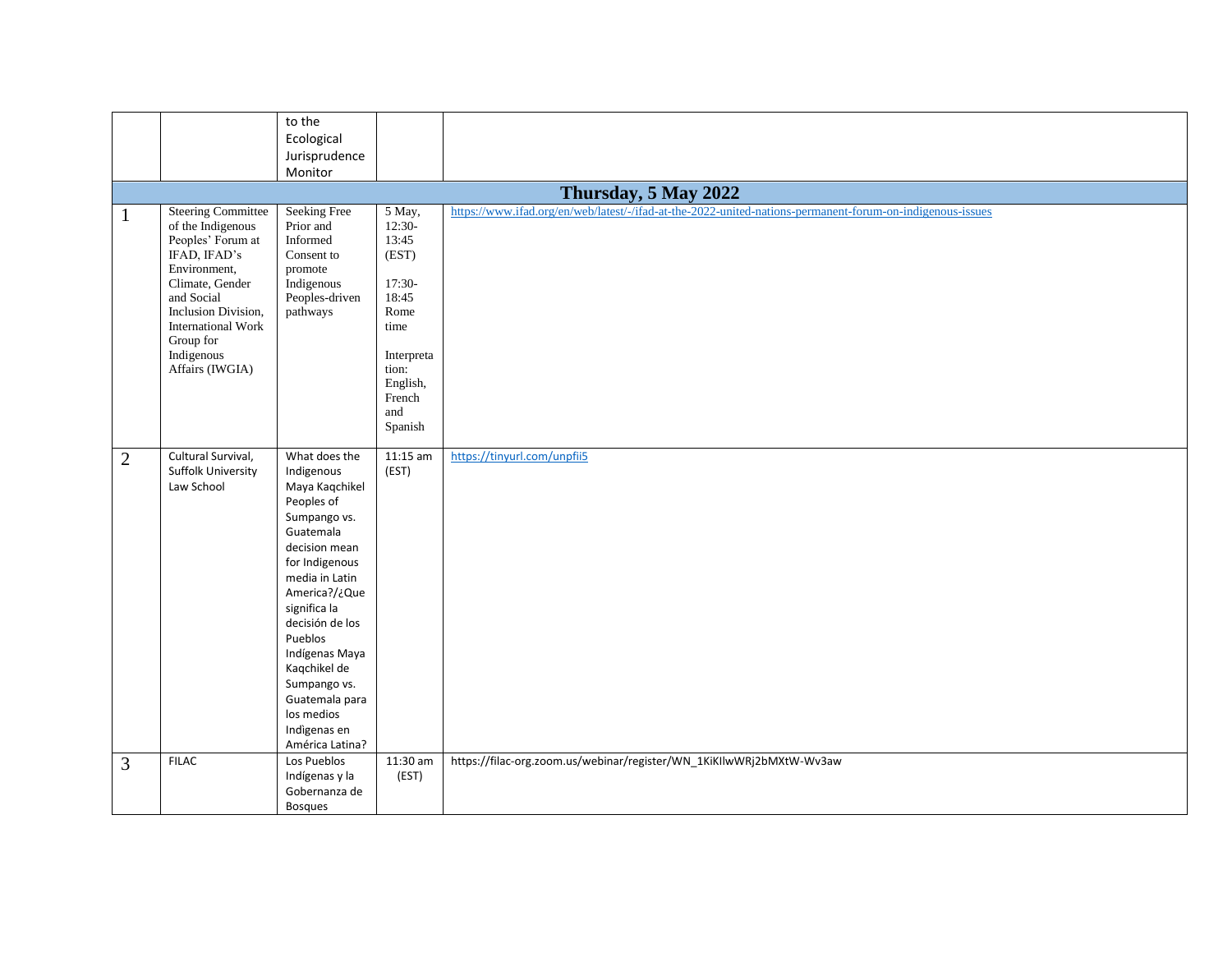| | | to the Ecological Jurisprudence Monitor | | |
|---|---|---|---|---|
| **Thursday, 5 May 2022** | | | | |
| 1 | Steering Committee of the Indigenous Peoples' Forum at IFAD, IFAD's Environment, Climate, Gender and Social Inclusion Division, International Work Group for Indigenous Affairs (IWGIA) | Seeking Free Prior and Informed Consent to promote Indigenous Peoples-driven pathways | 5 May, 12:30-13:45 (EST) 17:30-18:45 Rome time Interpretation: English, French and Spanish | https://www.ifad.org/en/web/latest/-/ifad-at-the-2022-united-nations-permanent-forum-on-indigenous-issues |
| 2 | Cultural Survival, Suffolk University Law School | What does the Indigenous Maya Kaqchikel Peoples of Sumpango vs. Guatemala decision mean for Indigenous media in Latin America?/¿Que significa la decisión de los Pueblos Indígenas Maya Kaqchikel de Sumpango vs. Guatemala para los medios Indigenas en América Latina? | 11:15 am (EST) | https://tinyurl.com/unpfii5 |
| 3 | FILAC | Los Pueblos Indígenas y la Gobernanza de Bosques | 11:30 am (EST) | https://filac-org.zoom.us/webinar/register/WN_1KiKIlwWRj2bMXtW-Wv3aw |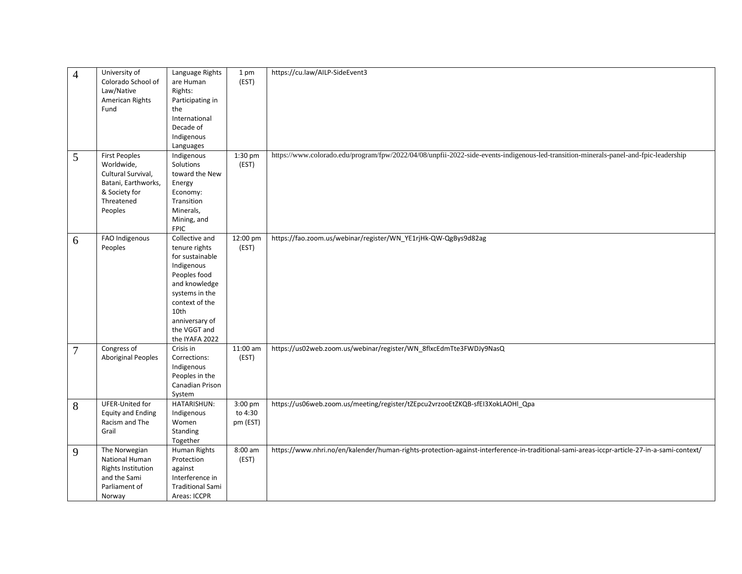| 4 | University of Colorado School of Law/Native American Rights Fund | Language Rights are Human Rights: Participating in the International Decade of Indigenous Languages | 1 pm (EST) | https://cu.law/AILP-SideEvent3 |
|---|---|---|---|---|
| 5 | First Peoples Worldwide, Cultural Survival, Batani, Earthworks, & Society for Threatened Peoples | Indigenous Solutions toward the New Energy Economy: Transition Minerals, Mining, and FPIC | 1:30 pm (EST) | https://www.colorado.edu/program/fpw/2022/04/08/unpfii-2022-side-events-indigenous-led-transition-minerals-panel-and-fpic-leadership |
| 6 | FAO Indigenous Peoples | Collective and tenure rights for sustainable Indigenous Peoples food and knowledge systems in the context of the 10th anniversary of the VGGT and the IYAFA 2022 | 12:00 pm (EST) | https://fao.zoom.us/webinar/register/WN_YE1rjHk-QW-QgBys9d82ag |
| 7 | Congress of Aboriginal Peoples | Crisis in Corrections: Indigenous Peoples in the Canadian Prison System | 11:00 am (EST) | https://us02web.zoom.us/webinar/register/WN_8flxcEdmTte3FWDJy9NasQ |
| 8 | UFER-United for Equity and Ending Racism and The Grail | HATARISHUN: Indigenous Women Standing Together | 3:00 pm to 4:30 pm (EST) | https://us06web.zoom.us/meeting/register/tZEpcu2vrzooEtZKQB-sfEI3XokLAOHl_Qpa |
| 9 | The Norwegian National Human Rights Institution and the Sami Parliament of Norway | Human Rights Protection against Interference in Traditional Sami Areas: ICCPR | 8:00 am (EST) | https://www.nhri.no/en/kalender/human-rights-protection-against-interference-in-traditional-sami-areas-iccpr-article-27-in-a-sami-context/ |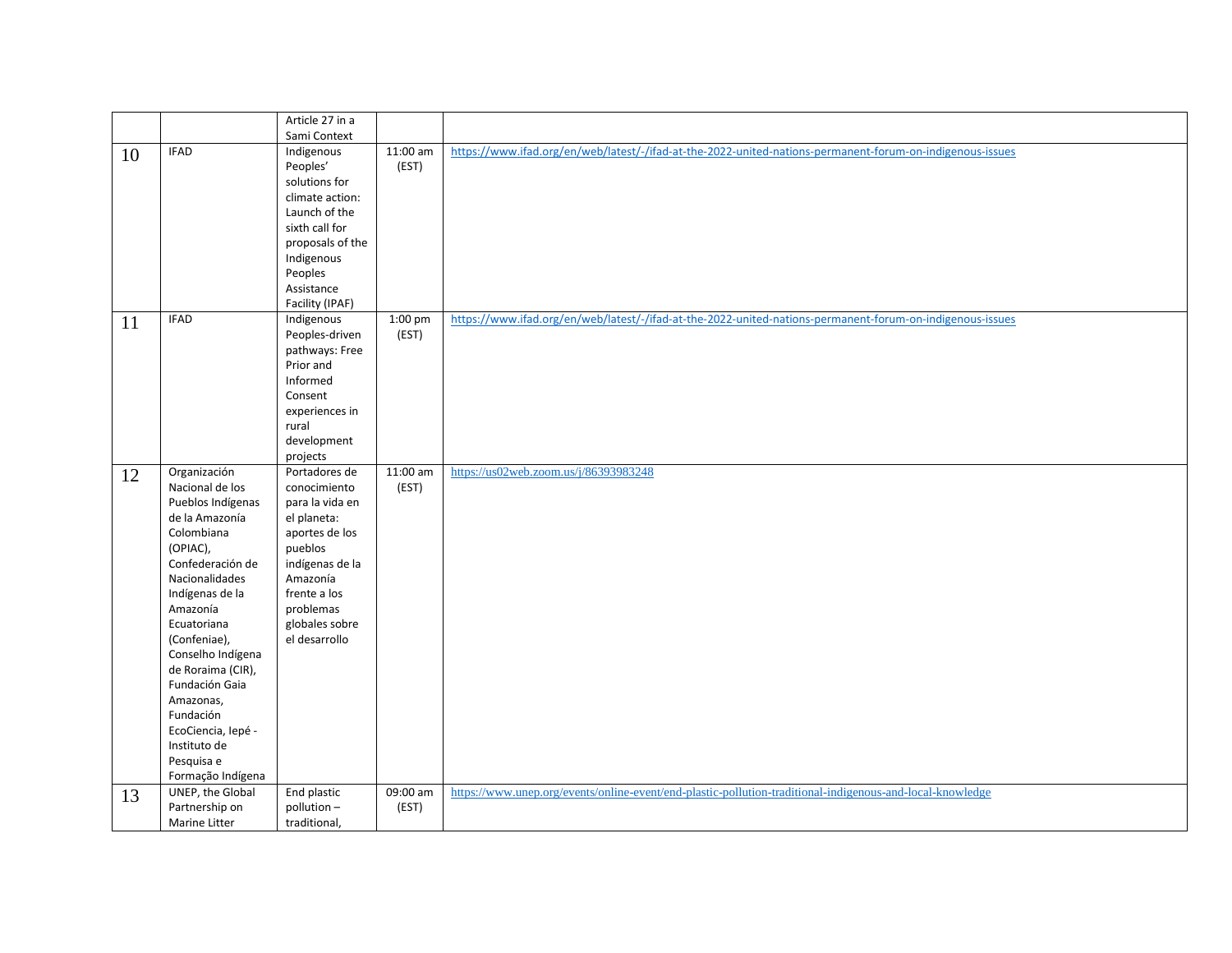|  |  | Article 27 in a Sami Context |  |  |
|---|---|---|---|---|
| 10 | IFAD | Indigenous Peoples' solutions for climate action: Launch of the sixth call for proposals of the Indigenous Peoples Assistance Facility (IPAF) | 11:00 am (EST) | https://www.ifad.org/en/web/latest/-/ifad-at-the-2022-united-nations-permanent-forum-on-indigenous-issues |
| 11 | IFAD | Indigenous Peoples-driven pathways: Free Prior and Informed Consent experiences in rural development projects | 1:00 pm (EST) | https://www.ifad.org/en/web/latest/-/ifad-at-the-2022-united-nations-permanent-forum-on-indigenous-issues |
| 12 | Organización Nacional de los Pueblos Indígenas de la Amazonía Colombiana (OPIAC), Confederación de Nacionalidades Indígenas de la Amazonía Ecuatoriana (Confeniae), Conselho Indígena de Roraima (CIR), Fundación Gaia Amazonas, Fundación EcoCiencia, Iepé - Instituto de Pesquisa e Formação Indígena | Portadores de conocimiento para la vida en el planeta: aportes de los pueblos indígenas de la Amazonía frente a los problemas globales sobre el desarrollo | 11:00 am (EST) | https://us02web.zoom.us/j/86393983248 |
| 13 | UNEP, the Global Partnership on Marine Litter | End plastic pollution – traditional, | 09:00 am (EST) | https://www.unep.org/events/online-event/end-plastic-pollution-traditional-indigenous-and-local-knowledge |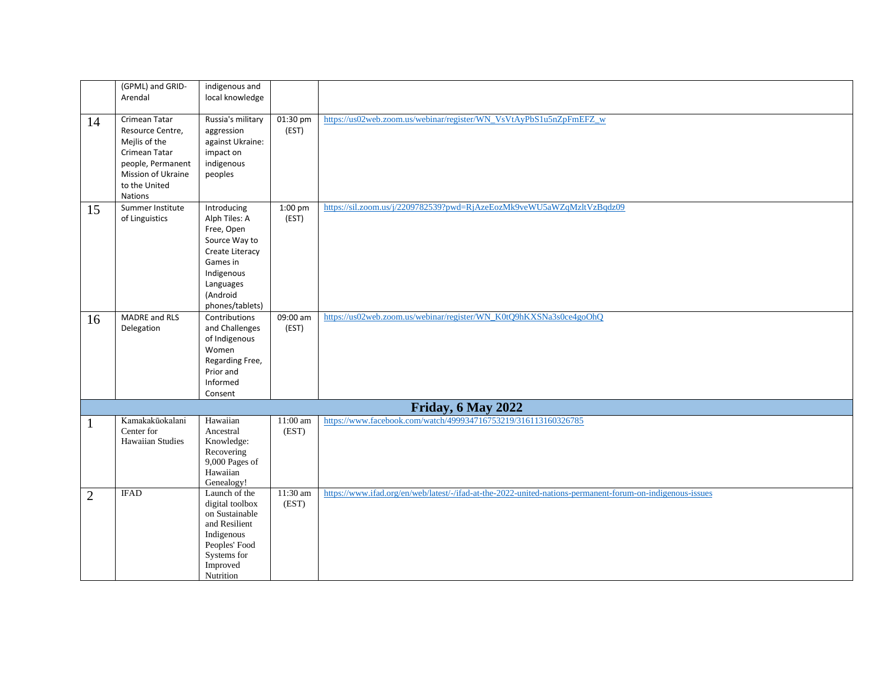| | | | | |
|---|---|---|---|---|
| | (GPML) and GRID-Arendal | indigenous and local knowledge | | |
| 14 | Crimean Tatar Resource Centre, Mejlis of the Crimean Tatar people, Permanent Mission of Ukraine to the United Nations | Russia's military aggression against Ukraine: impact on indigenous peoples | 01:30 pm (EST) | https://us02web.zoom.us/webinar/register/WN_VsVtAyPbS1u5nZpFmEFZ_w |
| 15 | Summer Institute of Linguistics | Introducing Alph Tiles: A Free, Open Source Way to Create Literacy Games in Indigenous Languages (Android phones/tablets) | 1:00 pm (EST) | https://sil.zoom.us/j/2209782539?pwd=RjAzeEozMk9veWU5aWZqMzltVzBqdz09 |
| 16 | MADRE and RLS Delegation | Contributions and Challenges of Indigenous Women Regarding Free, Prior and Informed Consent | 09:00 am (EST) | https://us02web.zoom.us/webinar/register/WN_K0tQ9hKXSNa3s0ce4goOhQ |
| **Friday, 6 May 2022** | | | | |
| 1 | Kamakakūokalani Center for Hawaiian Studies | Hawaiian Ancestral Knowledge: Recovering 9,000 Pages of Hawaiian Genealogy! | 11:00 am (EST) | https://www.facebook.com/watch/499934716753219/316113160326785 |
| 2 | IFAD | Launch of the digital toolbox on Sustainable and Resilient Indigenous Peoples' Food Systems for Improved Nutrition | 11:30 am (EST) | https://www.ifad.org/en/web/latest/-/ifad-at-the-2022-united-nations-permanent-forum-on-indigenous-issues |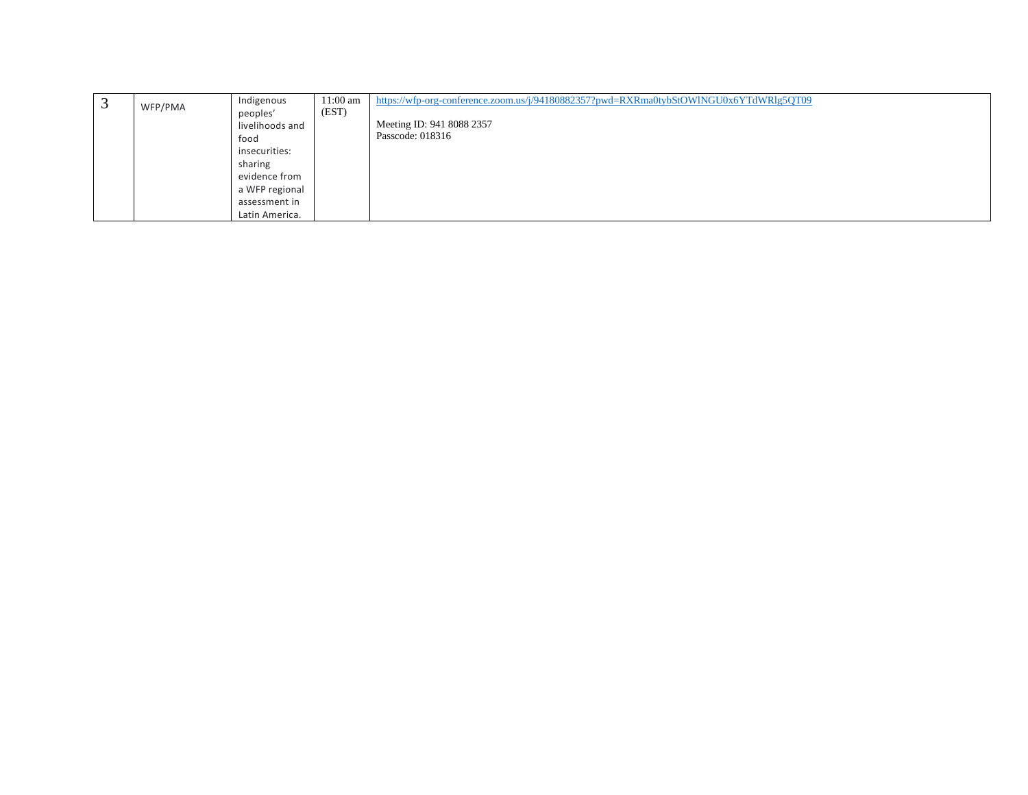| | | | | |
|---|---|---|---|---|
| 3 | WFP/PMA | Indigenous peoples' livelihoods and food insecurities: sharing evidence from a WFP regional assessment in Latin America. | 11:00 am (EST) | https://wfp-org-conference.zoom.us/j/94180882357?pwd=RXRma0tybStOWlNGU0x6YTdWRlg5QT09<br><br>Meeting ID: 941 8088 2357<br>Passcode: 018316 |